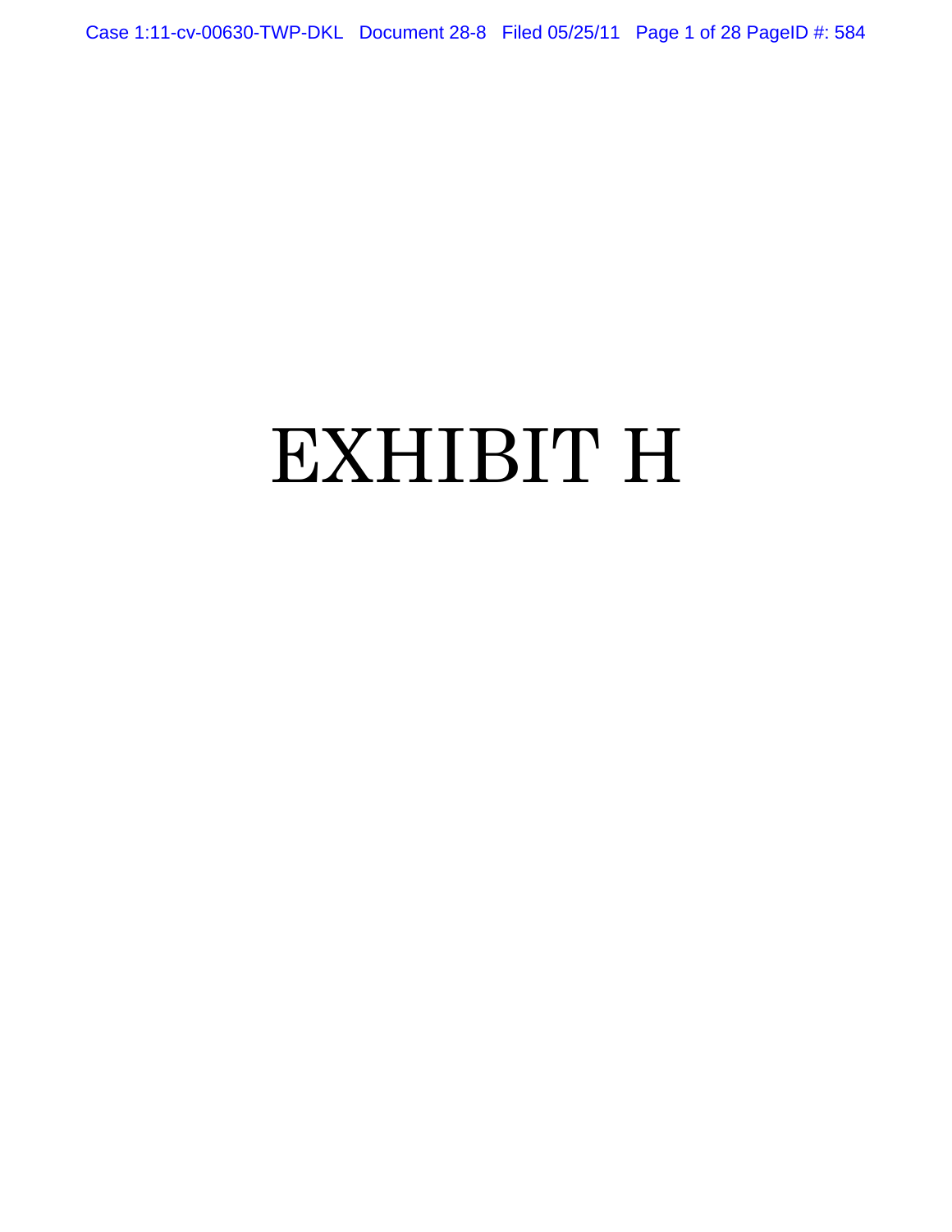# EXHIBIT H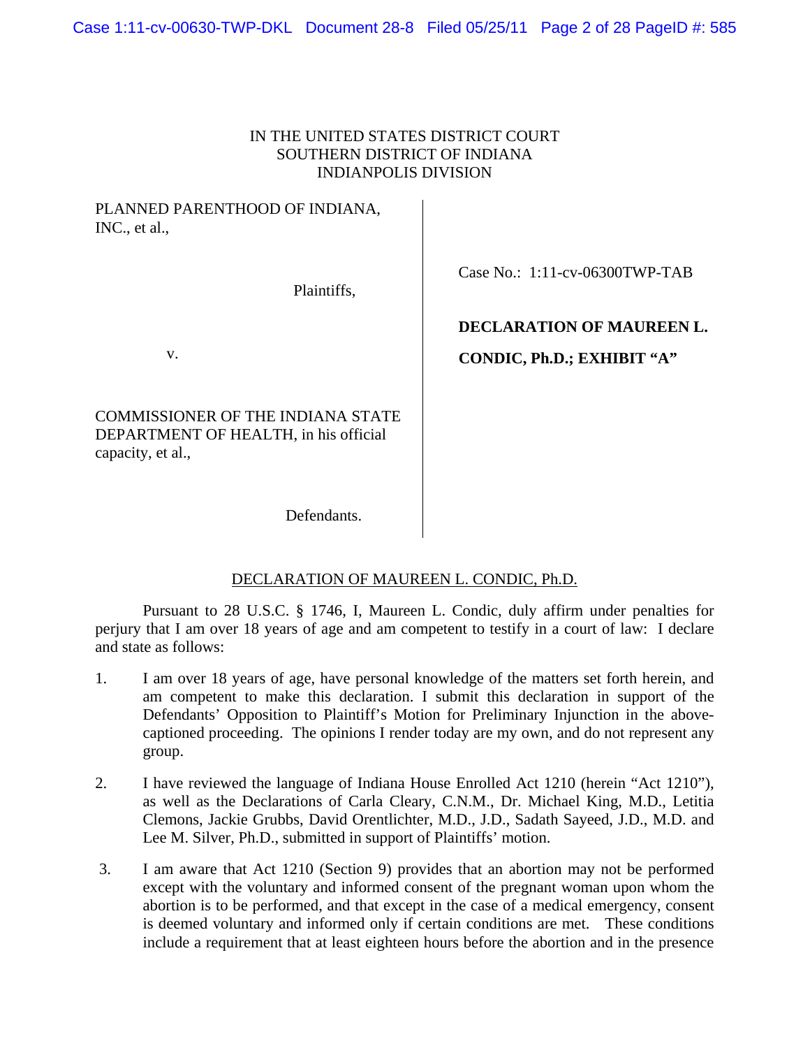IN THE UNITED STATES DISTRICT COURT
SOUTHERN DISTRICT OF INDIANA
INDIANAPOLIS DIVISION

PLANNED PARENTHOOD OF INDIANA, INC., et al.,

Plaintiffs,

v.

COMMISSIONER OF THE INDIANA STATE DEPARTMENT OF HEALTH, in his official capacity, et al.,

Defendants.

Case No.: 1:11-cv-06300TWP-TAB

**DECLARATION OF MAUREEN L. CONDIC, Ph.D.; EXHIBIT "A"**

## DECLARATION OF MAUREEN L. CONDIC, Ph.D.

Pursuant to 28 U.S.C. § 1746, I, Maureen L. Condic, duly affirm under penalties for perjury that I am over 18 years of age and am competent to testify in a court of law: I declare and state as follows:

1. I am over 18 years of age, have personal knowledge of the matters set forth herein, and am competent to make this declaration. I submit this declaration in support of the Defendants' Opposition to Plaintiff's Motion for Preliminary Injunction in the above-captioned proceeding. The opinions I render today are my own, and do not represent any group.

2. I have reviewed the language of Indiana House Enrolled Act 1210 (herein "Act 1210"), as well as the Declarations of Carla Cleary, C.N.M., Dr. Michael King, M.D., Letitia Clemons, Jackie Grubbs, David Orentlichter, M.D., J.D., Sadath Sayeed, J.D., M.D. and Lee M. Silver, Ph.D., submitted in support of Plaintiffs' motion.

3. I am aware that Act 1210 (Section 9) provides that an abortion may not be performed except with the voluntary and informed consent of the pregnant woman upon whom the abortion is to be performed, and that except in the case of a medical emergency, consent is deemed voluntary and informed only if certain conditions are met. These conditions include a requirement that at least eighteen hours before the abortion and in the presence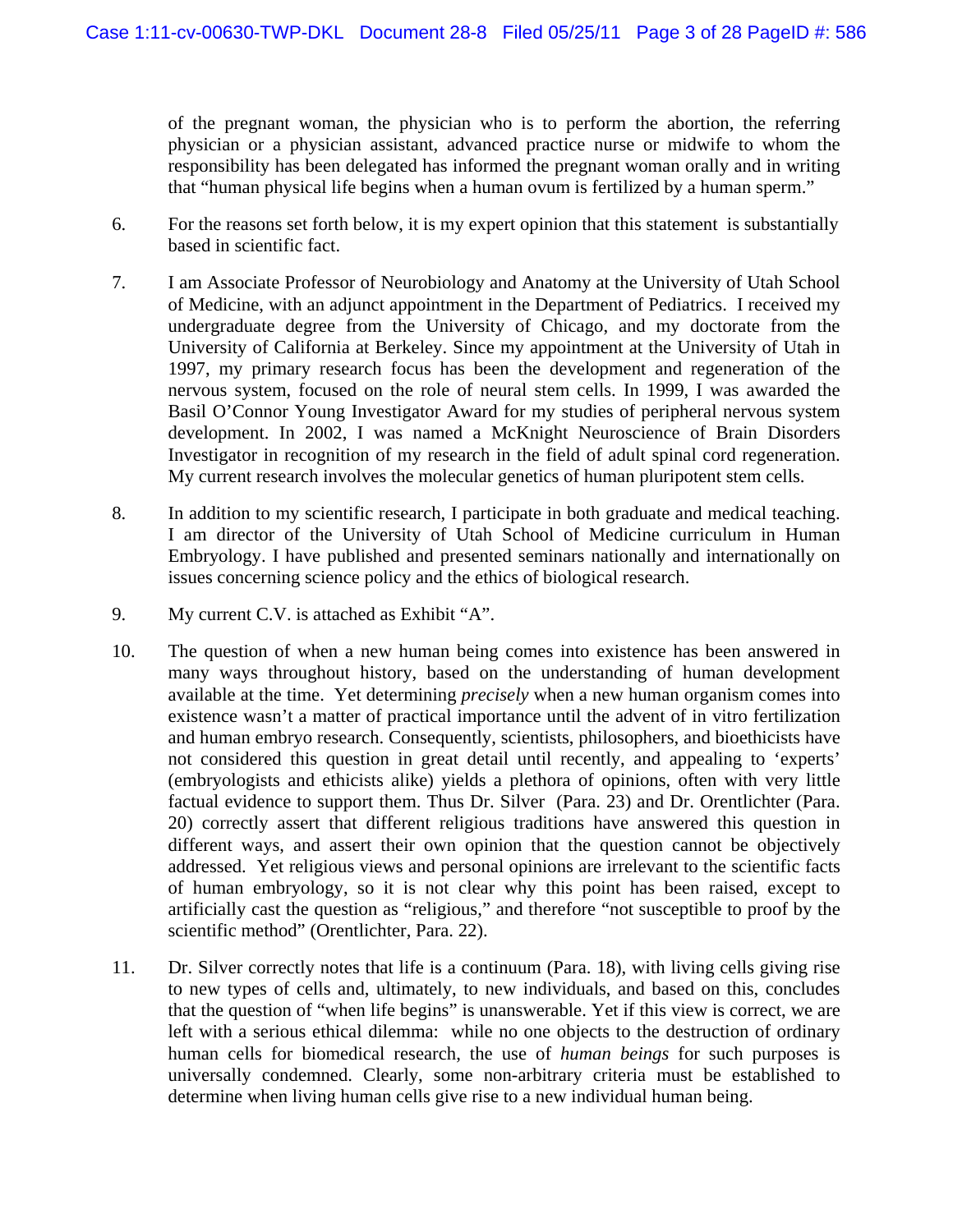of the pregnant woman, the physician who is to perform the abortion, the referring physician or a physician assistant, advanced practice nurse or midwife to whom the responsibility has been delegated has informed the pregnant woman orally and in writing that "human physical life begins when a human ovum is fertilized by a human sperm."

6. For the reasons set forth below, it is my expert opinion that this statement is substantially based in scientific fact.

7. I am Associate Professor of Neurobiology and Anatomy at the University of Utah School of Medicine, with an adjunct appointment in the Department of Pediatrics. I received my undergraduate degree from the University of Chicago, and my doctorate from the University of California at Berkeley. Since my appointment at the University of Utah in 1997, my primary research focus has been the development and regeneration of the nervous system, focused on the role of neural stem cells. In 1999, I was awarded the Basil O'Connor Young Investigator Award for my studies of peripheral nervous system development. In 2002, I was named a McKnight Neuroscience of Brain Disorders Investigator in recognition of my research in the field of adult spinal cord regeneration. My current research involves the molecular genetics of human pluripotent stem cells.

8. In addition to my scientific research, I participate in both graduate and medical teaching. I am director of the University of Utah School of Medicine curriculum in Human Embryology. I have published and presented seminars nationally and internationally on issues concerning science policy and the ethics of biological research.

9. My current C.V. is attached as Exhibit "A".

10. The question of when a new human being comes into existence has been answered in many ways throughout history, based on the understanding of human development available at the time. Yet determining *precisely* when a new human organism comes into existence wasn't a matter of practical importance until the advent of in vitro fertilization and human embryo research. Consequently, scientists, philosophers, and bioethicists have not considered this question in great detail until recently, and appealing to 'experts' (embryologists and ethicists alike) yields a plethora of opinions, often with very little factual evidence to support them. Thus Dr. Silver (Para. 23) and Dr. Orentlichter (Para. 20) correctly assert that different religious traditions have answered this question in different ways, and assert their own opinion that the question cannot be objectively addressed. Yet religious views and personal opinions are irrelevant to the scientific facts of human embryology, so it is not clear why this point has been raised, except to artificially cast the question as "religious," and therefore "not susceptible to proof by the scientific method" (Orentlichter, Para. 22).

11. Dr. Silver correctly notes that life is a continuum (Para. 18), with living cells giving rise to new types of cells and, ultimately, to new individuals, and based on this, concludes that the question of "when life begins" is unanswerable. Yet if this view is correct, we are left with a serious ethical dilemma: while no one objects to the destruction of ordinary human cells for biomedical research, the use of *human beings* for such purposes is universally condemned. Clearly, some non-arbitrary criteria must be established to determine when living human cells give rise to a new individual human being.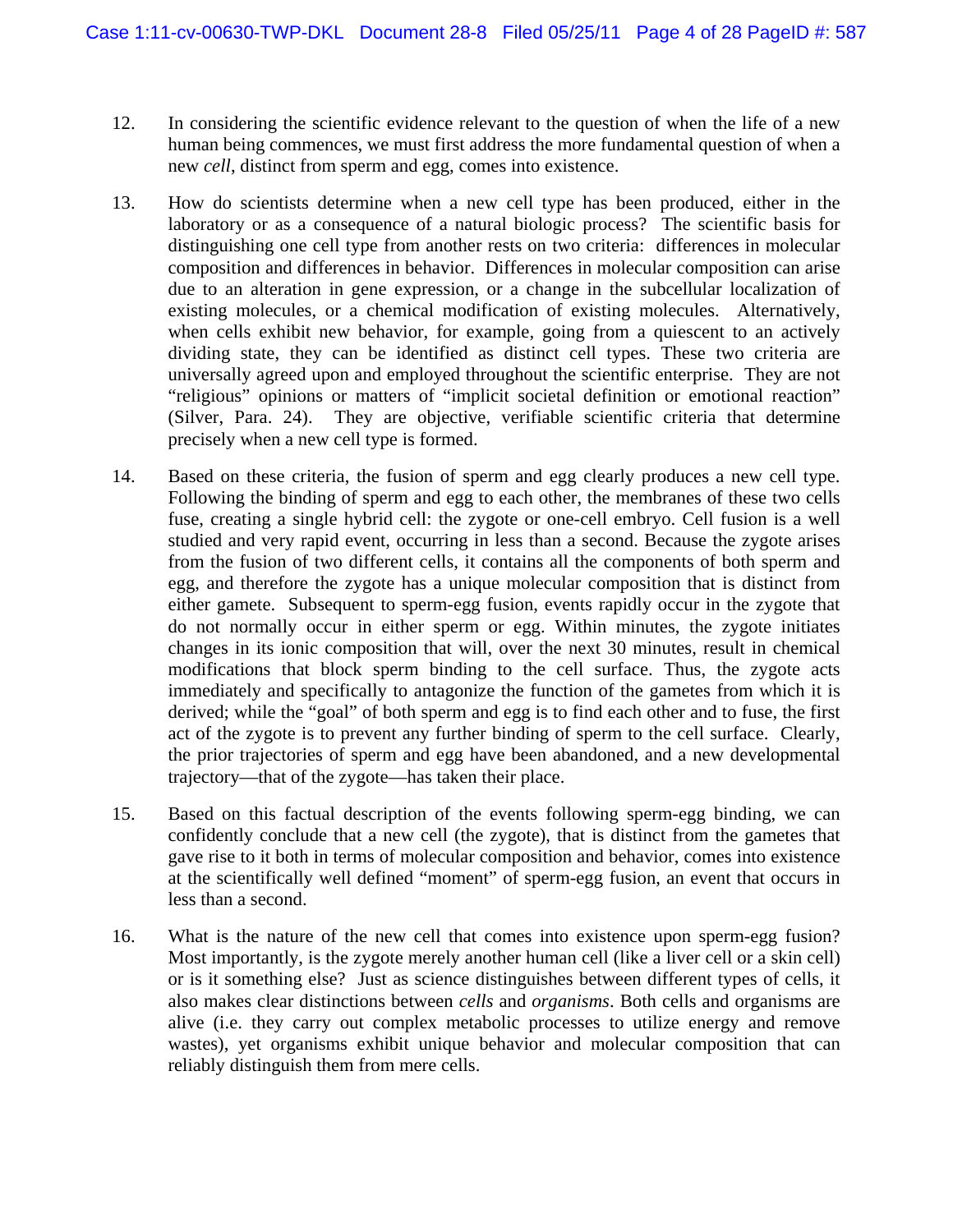12. In considering the scientific evidence relevant to the question of when the life of a new human being commences, we must first address the more fundamental question of when a new *cell*, distinct from sperm and egg, comes into existence.

13. How do scientists determine when a new cell type has been produced, either in the laboratory or as a consequence of a natural biologic process? The scientific basis for distinguishing one cell type from another rests on two criteria: differences in molecular composition and differences in behavior. Differences in molecular composition can arise due to an alteration in gene expression, or a change in the subcellular localization of existing molecules, or a chemical modification of existing molecules. Alternatively, when cells exhibit new behavior, for example, going from a quiescent to an actively dividing state, they can be identified as distinct cell types. These two criteria are universally agreed upon and employed throughout the scientific enterprise. They are not "religious" opinions or matters of "implicit societal definition or emotional reaction" (Silver, Para. 24). They are objective, verifiable scientific criteria that determine precisely when a new cell type is formed.

14. Based on these criteria, the fusion of sperm and egg clearly produces a new cell type. Following the binding of sperm and egg to each other, the membranes of these two cells fuse, creating a single hybrid cell: the zygote or one-cell embryo. Cell fusion is a well studied and very rapid event, occurring in less than a second. Because the zygote arises from the fusion of two different cells, it contains all the components of both sperm and egg, and therefore the zygote has a unique molecular composition that is distinct from either gamete. Subsequent to sperm-egg fusion, events rapidly occur in the zygote that do not normally occur in either sperm or egg. Within minutes, the zygote initiates changes in its ionic composition that will, over the next 30 minutes, result in chemical modifications that block sperm binding to the cell surface. Thus, the zygote acts immediately and specifically to antagonize the function of the gametes from which it is derived; while the "goal" of both sperm and egg is to find each other and to fuse, the first act of the zygote is to prevent any further binding of sperm to the cell surface. Clearly, the prior trajectories of sperm and egg have been abandoned, and a new developmental trajectory—that of the zygote—has taken their place.

15. Based on this factual description of the events following sperm-egg binding, we can confidently conclude that a new cell (the zygote), that is distinct from the gametes that gave rise to it both in terms of molecular composition and behavior, comes into existence at the scientifically well defined "moment" of sperm-egg fusion, an event that occurs in less than a second.

16. What is the nature of the new cell that comes into existence upon sperm-egg fusion? Most importantly, is the zygote merely another human cell (like a liver cell or a skin cell) or is it something else? Just as science distinguishes between different types of cells, it also makes clear distinctions between *cells* and *organisms*. Both cells and organisms are alive (i.e. they carry out complex metabolic processes to utilize energy and remove wastes), yet organisms exhibit unique behavior and molecular composition that can reliably distinguish them from mere cells.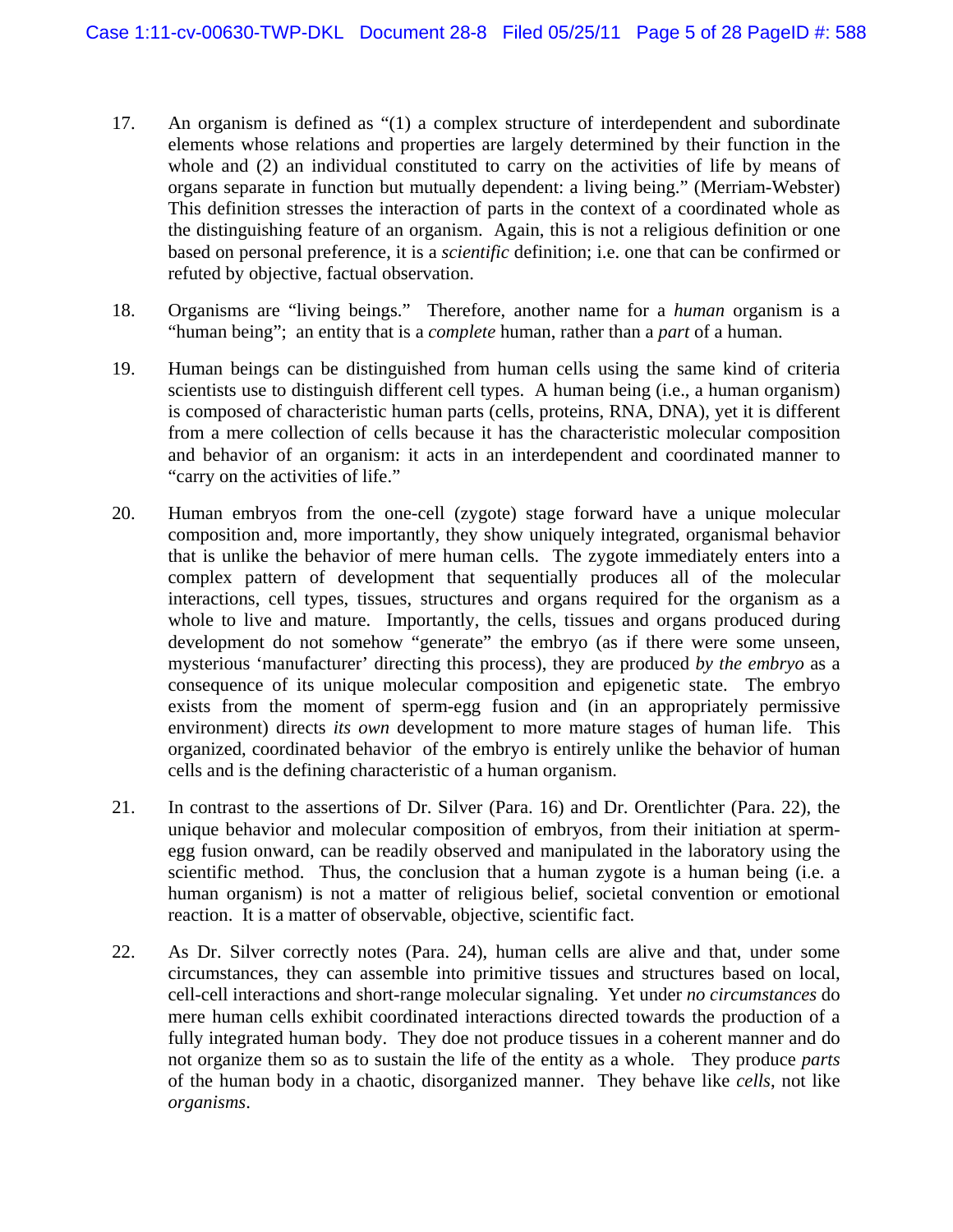17. An organism is defined as "(1) a complex structure of interdependent and subordinate elements whose relations and properties are largely determined by their function in the whole and (2) an individual constituted to carry on the activities of life by means of organs separate in function but mutually dependent: a living being." (Merriam-Webster) This definition stresses the interaction of parts in the context of a coordinated whole as the distinguishing feature of an organism. Again, this is not a religious definition or one based on personal preference, it is a *scientific* definition; i.e. one that can be confirmed or refuted by objective, factual observation.

18. Organisms are "living beings." Therefore, another name for a *human* organism is a "human being"; an entity that is a *complete* human, rather than a *part* of a human.

19. Human beings can be distinguished from human cells using the same kind of criteria scientists use to distinguish different cell types. A human being (i.e., a human organism) is composed of characteristic human parts (cells, proteins, RNA, DNA), yet it is different from a mere collection of cells because it has the characteristic molecular composition and behavior of an organism: it acts in an interdependent and coordinated manner to "carry on the activities of life."

20. Human embryos from the one-cell (zygote) stage forward have a unique molecular composition and, more importantly, they show uniquely integrated, organismal behavior that is unlike the behavior of mere human cells. The zygote immediately enters into a complex pattern of development that sequentially produces all of the molecular interactions, cell types, tissues, structures and organs required for the organism as a whole to live and mature. Importantly, the cells, tissues and organs produced during development do not somehow "generate" the embryo (as if there were some unseen, mysterious 'manufacturer' directing this process), they are produced *by the embryo* as a consequence of its unique molecular composition and epigenetic state. The embryo exists from the moment of sperm-egg fusion and (in an appropriately permissive environment) directs *its own* development to more mature stages of human life. This organized, coordinated behavior of the embryo is entirely unlike the behavior of human cells and is the defining characteristic of a human organism.

21. In contrast to the assertions of Dr. Silver (Para. 16) and Dr. Orentlichter (Para. 22), the unique behavior and molecular composition of embryos, from their initiation at sperm-egg fusion onward, can be readily observed and manipulated in the laboratory using the scientific method. Thus, the conclusion that a human zygote is a human being (i.e. a human organism) is not a matter of religious belief, societal convention or emotional reaction. It is a matter of observable, objective, scientific fact.

22. As Dr. Silver correctly notes (Para. 24), human cells are alive and that, under some circumstances, they can assemble into primitive tissues and structures based on local, cell-cell interactions and short-range molecular signaling. Yet under *no circumstances* do mere human cells exhibit coordinated interactions directed towards the production of a fully integrated human body. They doe not produce tissues in a coherent manner and do not organize them so as to sustain the life of the entity as a whole. They produce *parts* of the human body in a chaotic, disorganized manner. They behave like *cells*, not like *organisms*.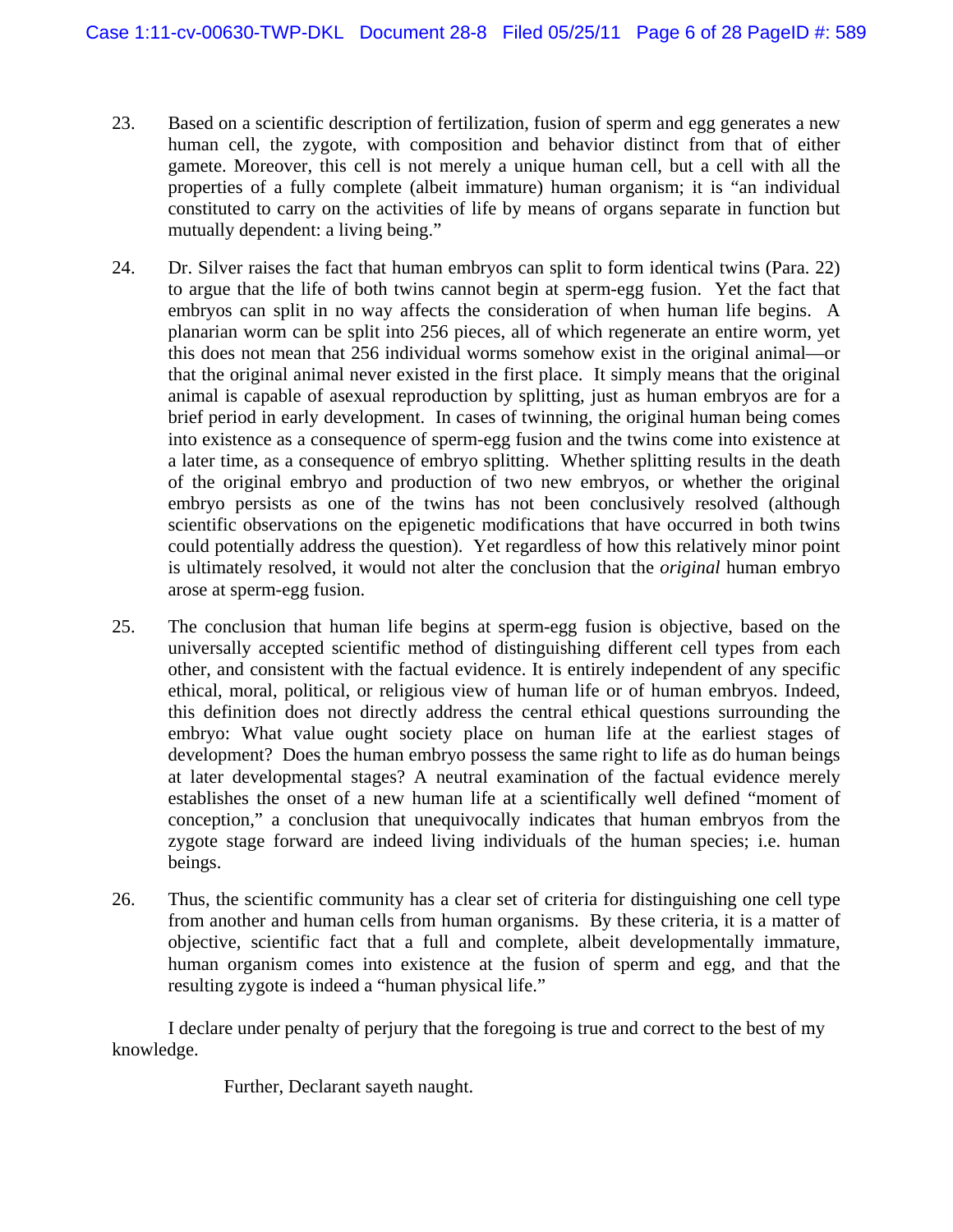23. Based on a scientific description of fertilization, fusion of sperm and egg generates a new human cell, the zygote, with composition and behavior distinct from that of either gamete. Moreover, this cell is not merely a unique human cell, but a cell with all the properties of a fully complete (albeit immature) human organism; it is "an individual constituted to carry on the activities of life by means of organs separate in function but mutually dependent: a living being."

24. Dr. Silver raises the fact that human embryos can split to form identical twins (Para. 22) to argue that the life of both twins cannot begin at sperm-egg fusion. Yet the fact that embryos can split in no way affects the consideration of when human life begins. A planarian worm can be split into 256 pieces, all of which regenerate an entire worm, yet this does not mean that 256 individual worms somehow exist in the original animal—or that the original animal never existed in the first place. It simply means that the original animal is capable of asexual reproduction by splitting, just as human embryos are for a brief period in early development. In cases of twinning, the original human being comes into existence as a consequence of sperm-egg fusion and the twins come into existence at a later time, as a consequence of embryo splitting. Whether splitting results in the death of the original embryo and production of two new embryos, or whether the original embryo persists as one of the twins has not been conclusively resolved (although scientific observations on the epigenetic modifications that have occurred in both twins could potentially address the question). Yet regardless of how this relatively minor point is ultimately resolved, it would not alter the conclusion that the *original* human embryo arose at sperm-egg fusion.

25. The conclusion that human life begins at sperm-egg fusion is objective, based on the universally accepted scientific method of distinguishing different cell types from each other, and consistent with the factual evidence. It is entirely independent of any specific ethical, moral, political, or religious view of human life or of human embryos. Indeed, this definition does not directly address the central ethical questions surrounding the embryo: What value ought society place on human life at the earliest stages of development? Does the human embryo possess the same right to life as do human beings at later developmental stages? A neutral examination of the factual evidence merely establishes the onset of a new human life at a scientifically well defined "moment of conception," a conclusion that unequivocally indicates that human embryos from the zygote stage forward are indeed living individuals of the human species; i.e. human beings.

26. Thus, the scientific community has a clear set of criteria for distinguishing one cell type from another and human cells from human organisms. By these criteria, it is a matter of objective, scientific fact that a full and complete, albeit developmentally immature, human organism comes into existence at the fusion of sperm and egg, and that the resulting zygote is indeed a "human physical life."

I declare under penalty of perjury that the foregoing is true and correct to the best of my knowledge.

Further, Declarant sayeth naught.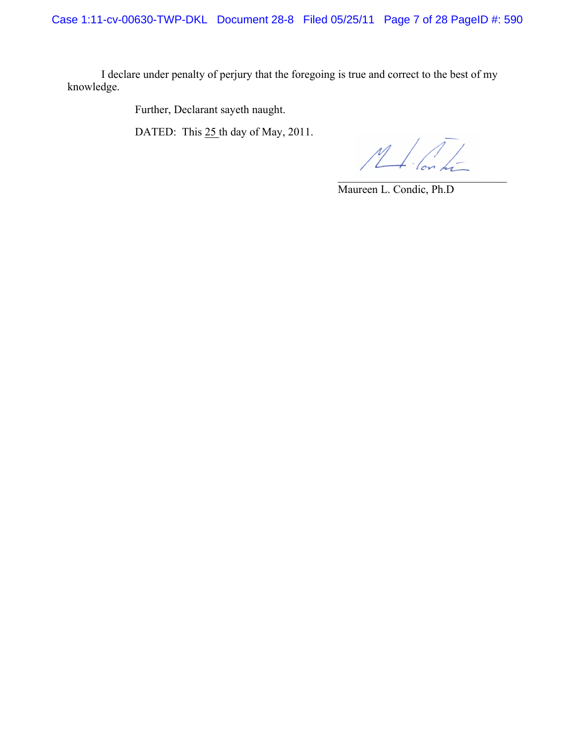I declare under penalty of perjury that the foregoing is true and correct to the best of my knowledge.

Further, Declarant sayeth naught.

DATED: This 25 th day of May, 2011.

_______________________________

Maureen L. Condic, Ph.D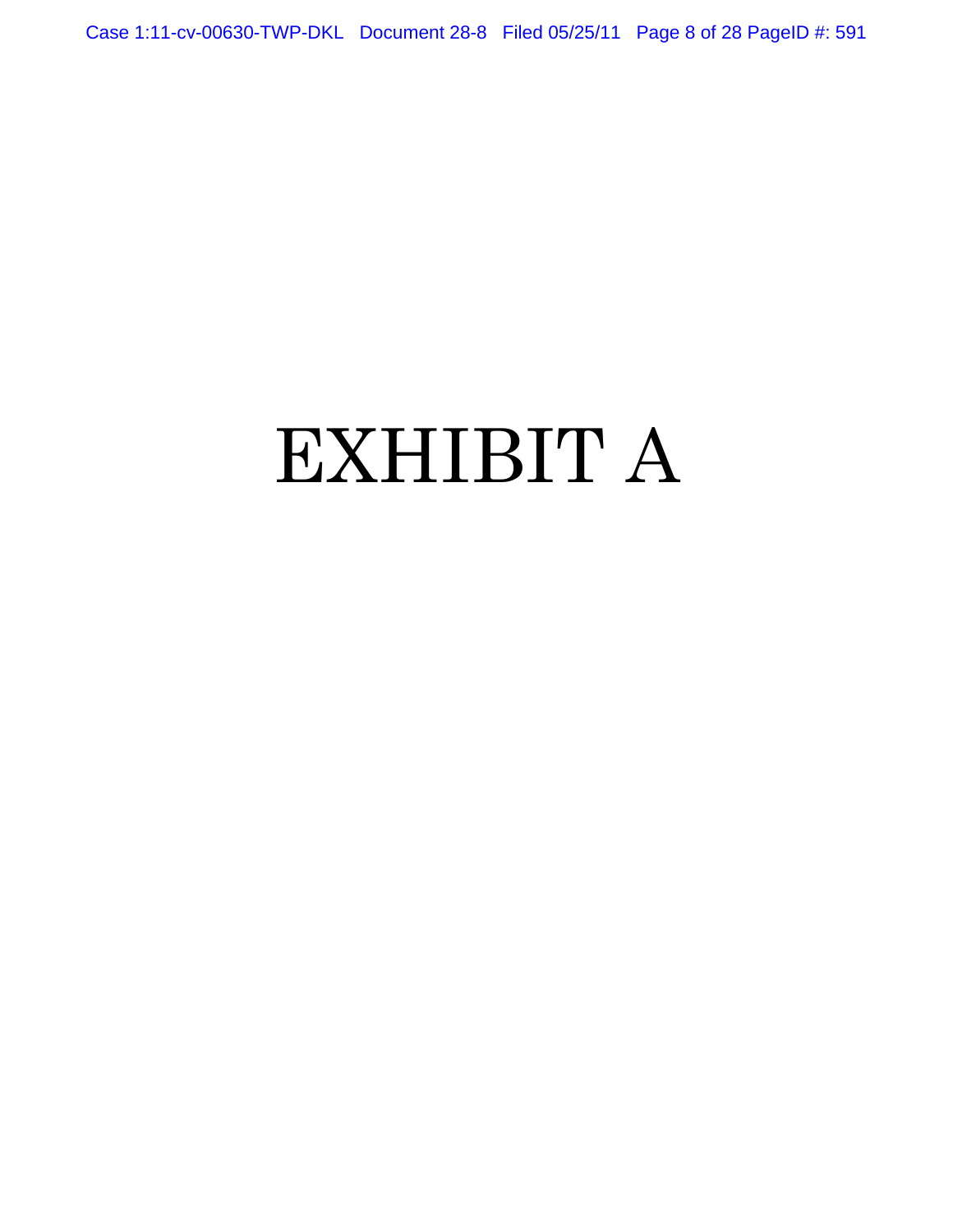# EXHIBIT A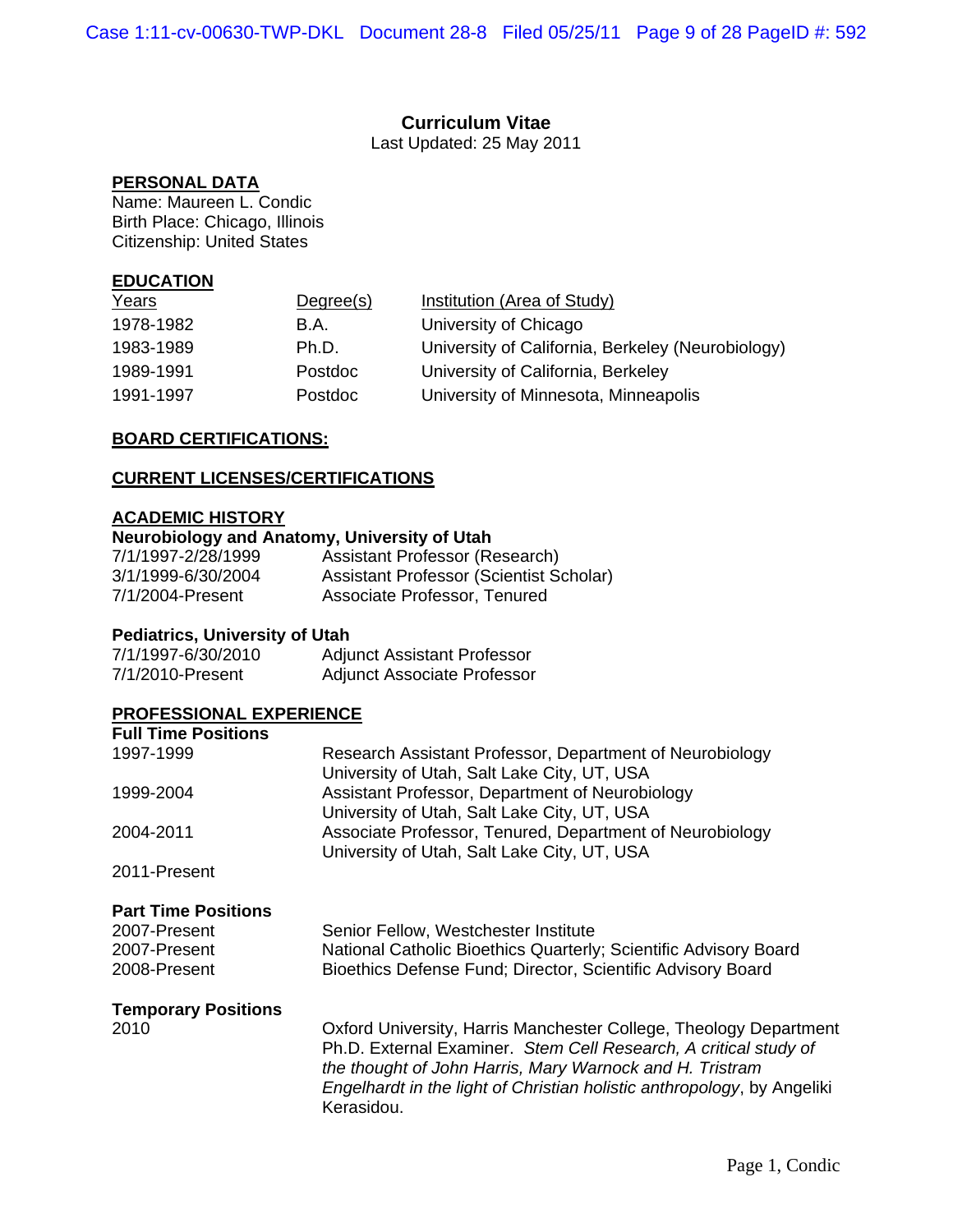# Curriculum Vitae

Last Updated: 25 May 2011

## PERSONAL DATA

Name: Maureen L. Condic
Birth Place: Chicago, Illinois
Citizenship: United States

## EDUCATION

| Years | Degree(s) | Institution (Area of Study) |
|---|---|---|
| 1978-1982 | B.A. | University of Chicago |
| 1983-1989 | Ph.D. | University of California, Berkeley (Neurobiology) |
| 1989-1991 | Postdoc | University of California, Berkeley |
| 1991-1997 | Postdoc | University of Minnesota, Minneapolis |

## BOARD CERTIFICATIONS:

## CURRENT LICENSES/CERTIFICATIONS

## ACADEMIC HISTORY

**Neurobiology and Anatomy, University of Utah**

| | |
|---|---|
| 7/1/1997-2/28/1999 | Assistant Professor (Research) |
| 3/1/1999-6/30/2004 | Assistant Professor (Scientist Scholar) |
| 7/1/2004-Present | Associate Professor, Tenured |

**Pediatrics, University of Utah**

| | |
|---|---|
| 7/1/1997-6/30/2010 | Adjunct Assistant Professor |
| 7/1/2010-Present | Adjunct Associate Professor |

## PROFESSIONAL EXPERIENCE

**Full Time Positions**

| | |
|---|---|
| 1997-1999 | Research Assistant Professor, Department of Neurobiology<br>University of Utah, Salt Lake City, UT, USA |
| 1999-2004 | Assistant Professor, Department of Neurobiology<br>University of Utah, Salt Lake City, UT, USA |
| 2004-2011 | Associate Professor, Tenured, Department of Neurobiology<br>University of Utah, Salt Lake City, UT, USA |
| 2011-Present | |

**Part Time Positions**

| | |
|---|---|
| 2007-Present | Senior Fellow, Westchester Institute |
| 2007-Present | National Catholic Bioethics Quarterly; Scientific Advisory Board |
| 2008-Present | Bioethics Defense Fund; Director, Scientific Advisory Board |

**Temporary Positions**

| | |
|---|---|
| 2010 | Oxford University, Harris Manchester College, Theology Department Ph.D. External Examiner. *Stem Cell Research, A critical study of the thought of John Harris, Mary Warnock and H. Tristram Engelhardt in the light of Christian holistic anthropology*, by Angeliki Kerasidou. |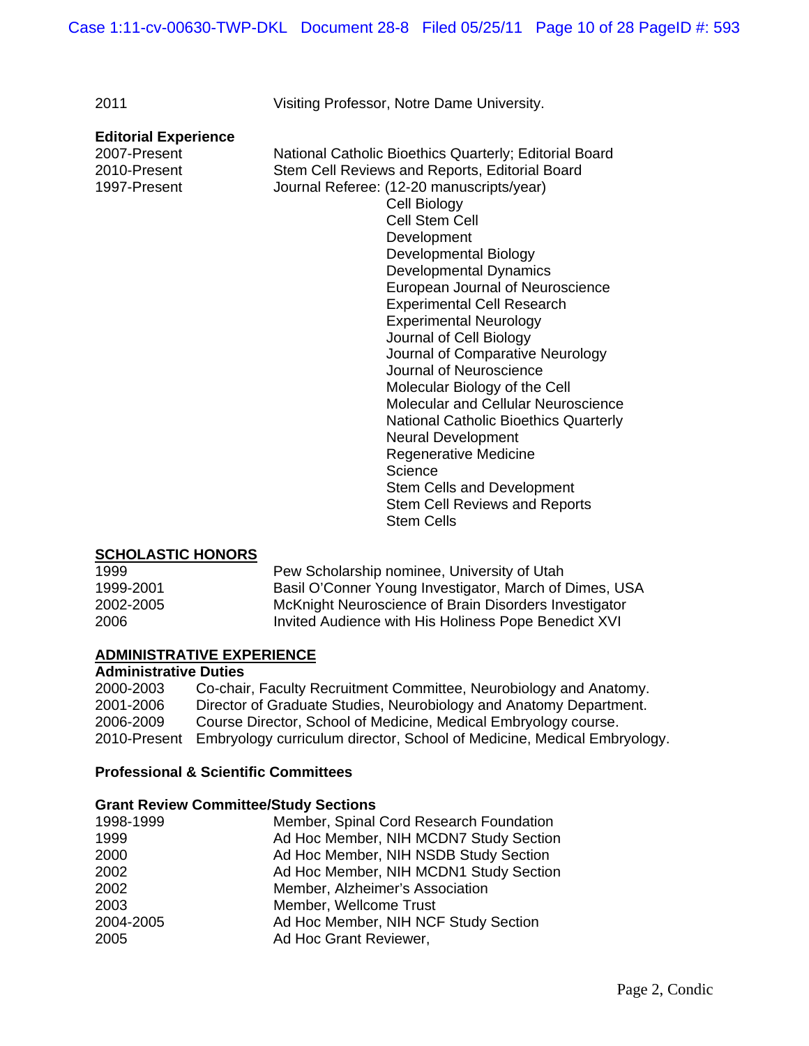| | |
|---|---|
| 2011 | Visiting Professor, Notre Dame University. |

**Editorial Experience**

| | |
|---|---|
| 2007-Present | National Catholic Bioethics Quarterly; Editorial Board |
| 2010-Present | Stem Cell Reviews and Reports, Editorial Board |
| 1997-Present | Journal Referee: (12-20 manuscripts/year) |

- Cell Biology
- Cell Stem Cell
- Development
- Developmental Biology
- Developmental Dynamics
- European Journal of Neuroscience
- Experimental Cell Research
- Experimental Neurology
- Journal of Cell Biology
- Journal of Comparative Neurology
- Journal of Neuroscience
- Molecular Biology of the Cell
- Molecular and Cellular Neuroscience
- National Catholic Bioethics Quarterly
- Neural Development
- Regenerative Medicine
- Science
- Stem Cells and Development
- Stem Cell Reviews and Reports
- Stem Cells

## SCHOLASTIC HONORS

| | |
|---|---|
| 1999 | Pew Scholarship nominee, University of Utah |
| 1999-2001 | Basil O'Conner Young Investigator, March of Dimes, USA |
| 2002-2005 | McKnight Neuroscience of Brain Disorders Investigator |
| 2006 | Invited Audience with His Holiness Pope Benedict XVI |

## ADMINISTRATIVE EXPERIENCE

**Administrative Duties**

| | |
|---|---|
| 2000-2003 | Co-chair, Faculty Recruitment Committee, Neurobiology and Anatomy. |
| 2001-2006 | Director of Graduate Studies, Neurobiology and Anatomy Department. |
| 2006-2009 | Course Director, School of Medicine, Medical Embryology course. |
| 2010-Present | Embryology curriculum director, School of Medicine, Medical Embryology. |

**Professional & Scientific Committees**

**Grant Review Committee/Study Sections**

| | |
|---|---|
| 1998-1999 | Member, Spinal Cord Research Foundation |
| 1999 | Ad Hoc Member, NIH MCDN7 Study Section |
| 2000 | Ad Hoc Member, NIH NSDB Study Section |
| 2002 | Ad Hoc Member, NIH MCDN1 Study Section |
| 2002 | Member, Alzheimer's Association |
| 2003 | Member, Wellcome Trust |
| 2004-2005 | Ad Hoc Member, NIH NCF Study Section |
| 2005 | Ad Hoc Grant Reviewer, |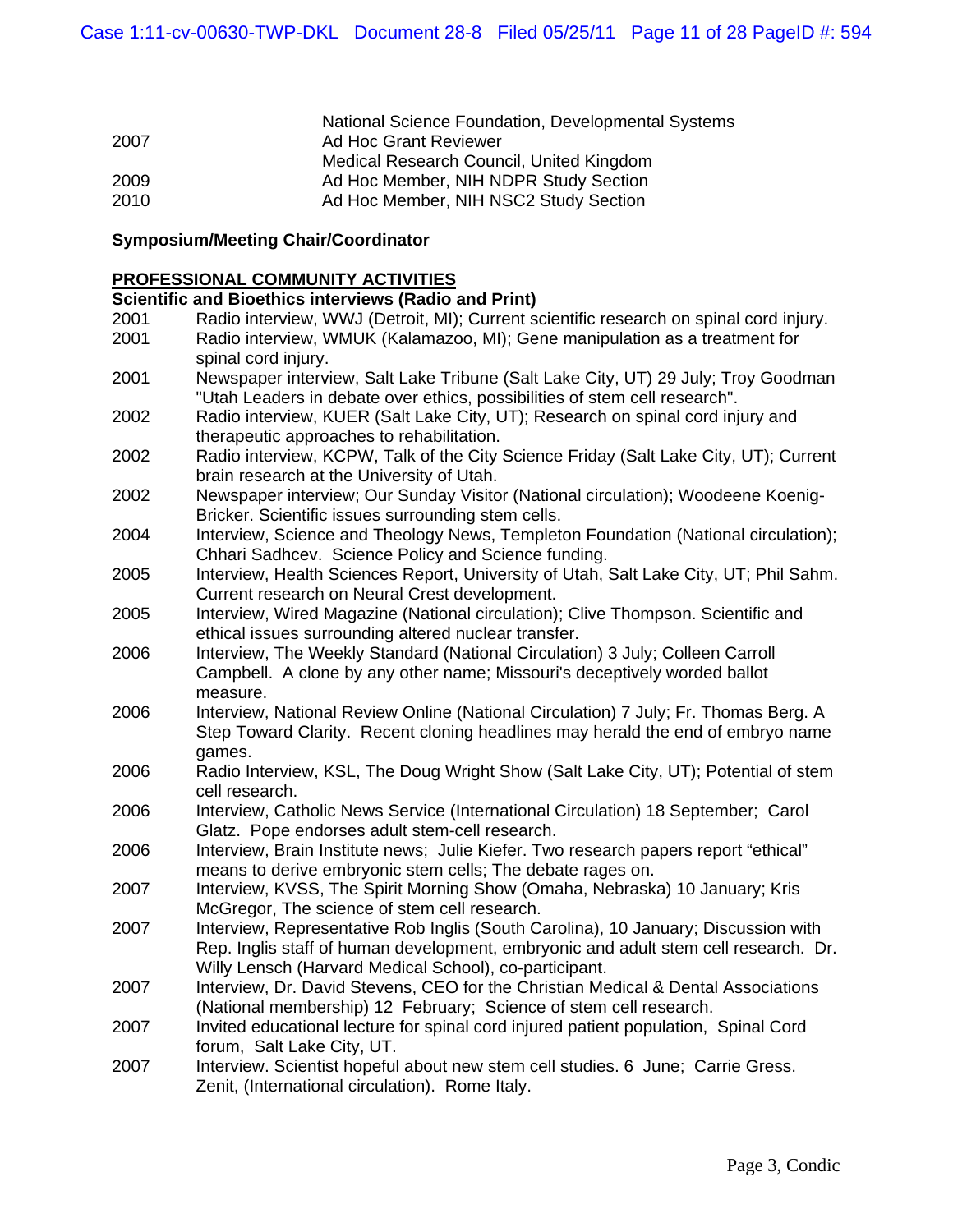| | |
|---|---|
| | National Science Foundation, Developmental Systems |
| 2007 | Ad Hoc Grant Reviewer |
| | Medical Research Council, United Kingdom |
| 2009 | Ad Hoc Member, NIH NDPR Study Section |
| 2010 | Ad Hoc Member, NIH NSC2 Study Section |

**Symposium/Meeting Chair/Coordinator**

## PROFESSIONAL COMMUNITY ACTIVITIES

**Scientific and Bioethics interviews (Radio and Print)**

| | |
|---|---|
| 2001 | Radio interview, WWJ (Detroit, MI); Current scientific research on spinal cord injury. |
| 2001 | Radio interview, WMUK (Kalamazoo, MI); Gene manipulation as a treatment for spinal cord injury. |
| 2001 | Newspaper interview, Salt Lake Tribune (Salt Lake City, UT) 29 July; Troy Goodman "Utah Leaders in debate over ethics, possibilities of stem cell research". |
| 2002 | Radio interview, KUER (Salt Lake City, UT); Research on spinal cord injury and therapeutic approaches to rehabilitation. |
| 2002 | Radio interview, KCPW, Talk of the City Science Friday (Salt Lake City, UT); Current brain research at the University of Utah. |
| 2002 | Newspaper interview; Our Sunday Visitor (National circulation); Woodeene Koenig-Bricker. Scientific issues surrounding stem cells. |
| 2004 | Interview, Science and Theology News, Templeton Foundation (National circulation); Chhari Sadhcev. Science Policy and Science funding. |
| 2005 | Interview, Health Sciences Report, University of Utah, Salt Lake City, UT; Phil Sahm. Current research on Neural Crest development. |
| 2005 | Interview, Wired Magazine (National circulation); Clive Thompson. Scientific and ethical issues surrounding altered nuclear transfer. |
| 2006 | Interview, The Weekly Standard (National Circulation) 3 July; Colleen Carroll Campbell. A clone by any other name; Missouri's deceptively worded ballot measure. |
| 2006 | Interview, National Review Online (National Circulation) 7 July; Fr. Thomas Berg. A Step Toward Clarity. Recent cloning headlines may herald the end of embryo name games. |
| 2006 | Radio Interview, KSL, The Doug Wright Show (Salt Lake City, UT); Potential of stem cell research. |
| 2006 | Interview, Catholic News Service (International Circulation) 18 September; Carol Glatz. Pope endorses adult stem-cell research. |
| 2006 | Interview, Brain Institute news; Julie Kiefer. Two research papers report "ethical" means to derive embryonic stem cells; The debate rages on. |
| 2007 | Interview, KVSS, The Spirit Morning Show (Omaha, Nebraska) 10 January; Kris McGregor, The science of stem cell research. |
| 2007 | Interview, Representative Rob Inglis (South Carolina), 10 January; Discussion with Rep. Inglis staff of human development, embryonic and adult stem cell research. Dr. Willy Lensch (Harvard Medical School), co-participant. |
| 2007 | Interview, Dr. David Stevens, CEO for the Christian Medical & Dental Associations (National membership) 12 February; Science of stem cell research. |
| 2007 | Invited educational lecture for spinal cord injured patient population, Spinal Cord forum, Salt Lake City, UT. |
| 2007 | Interview. Scientist hopeful about new stem cell studies. 6 June; Carrie Gress. Zenit, (International circulation). Rome Italy. |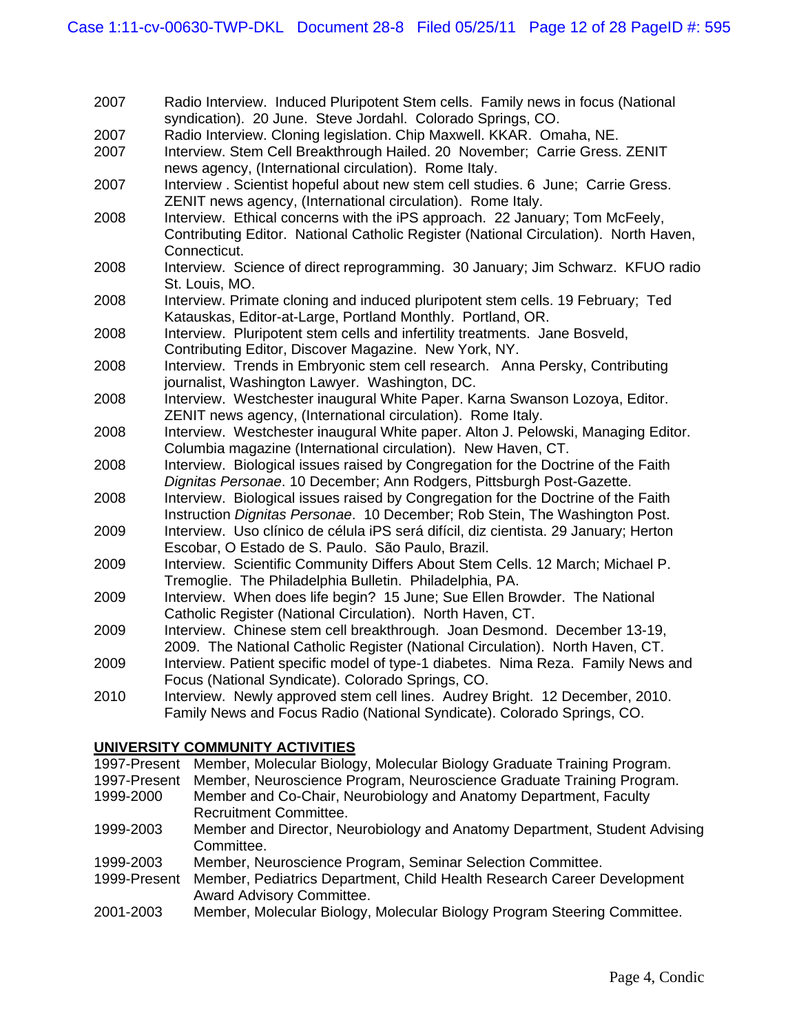| | |
|---|---|
| 2007 | Radio Interview. Induced Pluripotent Stem cells. Family news in focus (National syndication). 20 June. Steve Jordahl. Colorado Springs, CO. |
| 2007 | Radio Interview. Cloning legislation. Chip Maxwell. KKAR. Omaha, NE. |
| 2007 | Interview. Stem Cell Breakthrough Hailed. 20 November; Carrie Gress. ZENIT news agency, (International circulation). Rome Italy. |
| 2007 | Interview . Scientist hopeful about new stem cell studies. 6 June; Carrie Gress. ZENIT news agency, (International circulation). Rome Italy. |
| 2008 | Interview. Ethical concerns with the iPS approach. 22 January; Tom McFeely, Contributing Editor. National Catholic Register (National Circulation). North Haven, Connecticut. |
| 2008 | Interview. Science of direct reprogramming. 30 January; Jim Schwarz. KFUO radio St. Louis, MO. |
| 2008 | Interview. Primate cloning and induced pluripotent stem cells. 19 February; Ted Katauskas, Editor-at-Large, Portland Monthly. Portland, OR. |
| 2008 | Interview. Pluripotent stem cells and infertility treatments. Jane Bosveld, Contributing Editor, Discover Magazine. New York, NY. |
| 2008 | Interview. Trends in Embryonic stem cell research. Anna Persky, Contributing journalist, Washington Lawyer. Washington, DC. |
| 2008 | Interview. Westchester inaugural White Paper. Karna Swanson Lozoya, Editor. ZENIT news agency, (International circulation). Rome Italy. |
| 2008 | Interview. Westchester inaugural White paper. Alton J. Pelowski, Managing Editor. Columbia magazine (International circulation). New Haven, CT. |
| 2008 | Interview. Biological issues raised by Congregation for the Doctrine of the Faith *Dignitas Personae*. 10 December; Ann Rodgers, Pittsburgh Post-Gazette. |
| 2008 | Interview. Biological issues raised by Congregation for the Doctrine of the Faith Instruction *Dignitas Personae*. 10 December; Rob Stein, The Washington Post. |
| 2009 | Interview. Uso clínico de célula iPS será difícil, diz cientista. 29 January; Herton Escobar, O Estado de S. Paulo. São Paulo, Brazil. |
| 2009 | Interview. Scientific Community Differs About Stem Cells. 12 March; Michael P. Tremoglie. The Philadelphia Bulletin. Philadelphia, PA. |
| 2009 | Interview. When does life begin? 15 June; Sue Ellen Browder. The National Catholic Register (National Circulation). North Haven, CT. |
| 2009 | Interview. Chinese stem cell breakthrough. Joan Desmond. December 13-19, 2009. The National Catholic Register (National Circulation). North Haven, CT. |
| 2009 | Interview. Patient specific model of type-1 diabetes. Nima Reza. Family News and Focus (National Syndicate). Colorado Springs, CO. |
| 2010 | Interview. Newly approved stem cell lines. Audrey Bright. 12 December, 2010. Family News and Focus Radio (National Syndicate). Colorado Springs, CO. |

## UNIVERSITY COMMUNITY ACTIVITIES

| | |
|---|---|
| 1997-Present | Member, Molecular Biology, Molecular Biology Graduate Training Program. |
| 1997-Present | Member, Neuroscience Program, Neuroscience Graduate Training Program. |
| 1999-2000 | Member and Co-Chair, Neurobiology and Anatomy Department, Faculty Recruitment Committee. |
| 1999-2003 | Member and Director, Neurobiology and Anatomy Department, Student Advising Committee. |
| 1999-2003 | Member, Neuroscience Program, Seminar Selection Committee. |
| 1999-Present | Member, Pediatrics Department, Child Health Research Career Development Award Advisory Committee. |
| 2001-2003 | Member, Molecular Biology, Molecular Biology Program Steering Committee. |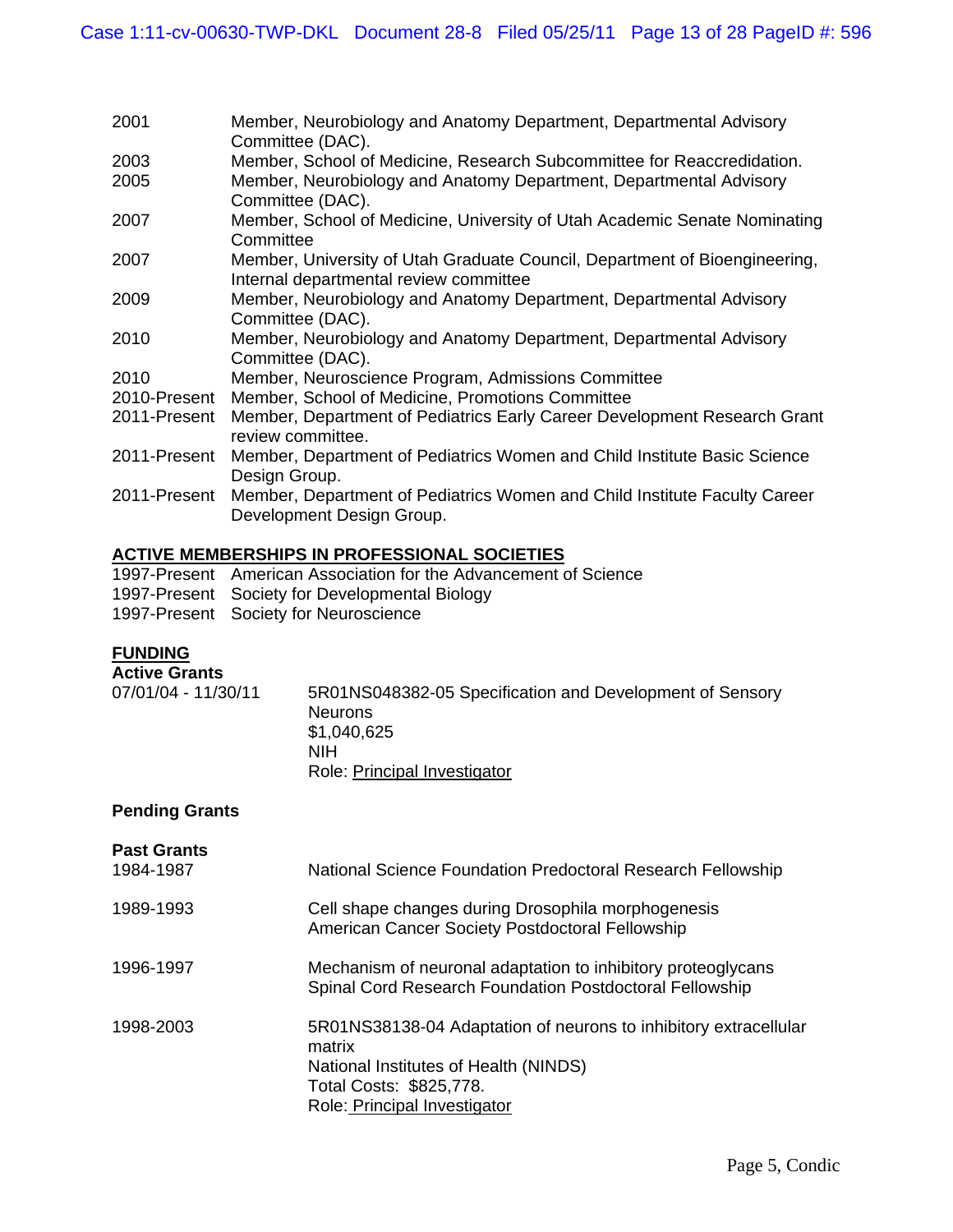| | |
|---|---|
| 2001 | Member, Neurobiology and Anatomy Department, Departmental Advisory Committee (DAC). |
| 2003 | Member, School of Medicine, Research Subcommittee for Reaccredidation. |
| 2005 | Member, Neurobiology and Anatomy Department, Departmental Advisory Committee (DAC). |
| 2007 | Member, School of Medicine, University of Utah Academic Senate Nominating Committee |
| 2007 | Member, University of Utah Graduate Council, Department of Bioengineering, Internal departmental review committee |
| 2009 | Member, Neurobiology and Anatomy Department, Departmental Advisory Committee (DAC). |
| 2010 | Member, Neurobiology and Anatomy Department, Departmental Advisory Committee (DAC). |
| 2010 | Member, Neuroscience Program, Admissions Committee |
| 2010-Present | Member, School of Medicine, Promotions Committee |
| 2011-Present | Member, Department of Pediatrics Early Career Development Research Grant review committee. |
| 2011-Present | Member, Department of Pediatrics Women and Child Institute Basic Science Design Group. |
| 2011-Present | Member, Department of Pediatrics Women and Child Institute Faculty Career Development Design Group. |

## ACTIVE MEMBERSHIPS IN PROFESSIONAL SOCIETIES

| | |
|---|---|
| 1997-Present | American Association for the Advancement of Science |
| 1997-Present | Society for Developmental Biology |
| 1997-Present | Society for Neuroscience |

## FUNDING

### Active Grants

07/01/04 - 11/30/11
5R01NS048382-05 Specification and Development of Sensory Neurons
$1,040,625
NIH
Role: Principal Investigator

### Pending Grants

### Past Grants

1984-1987
National Science Foundation Predoctoral Research Fellowship

1989-1993
Cell shape changes during Drosophila morphogenesis
American Cancer Society Postdoctoral Fellowship

1996-1997
Mechanism of neuronal adaptation to inhibitory proteoglycans
Spinal Cord Research Foundation Postdoctoral Fellowship

1998-2003
5R01NS38138-04 Adaptation of neurons to inhibitory extracellular matrix
National Institutes of Health (NINDS)
Total Costs: $825,778.
Role: Principal Investigator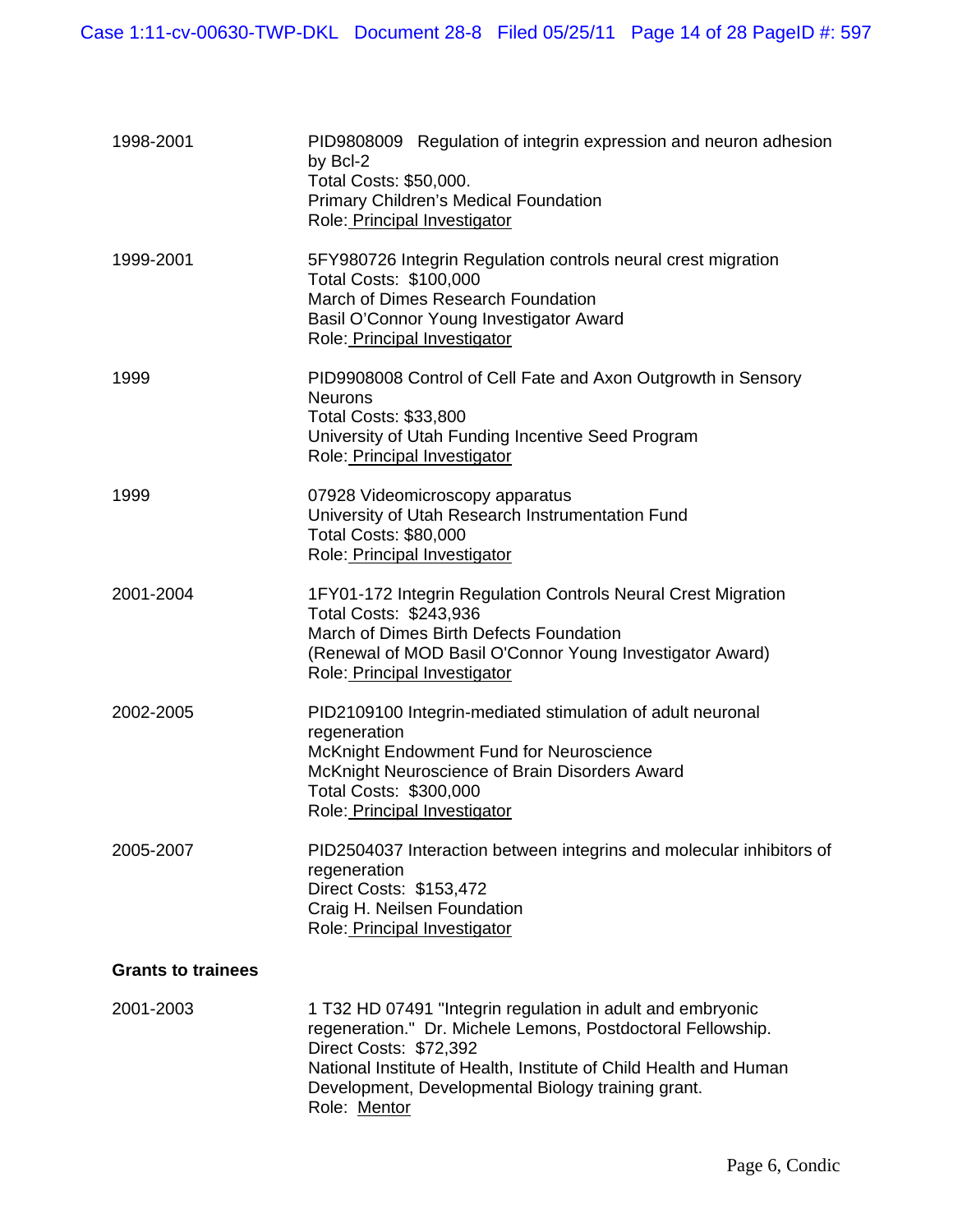1998-2001

PID9808009 Regulation of integrin expression and neuron adhesion by Bcl-2
Total Costs: $50,000.
Primary Children's Medical Foundation
Role: Principal Investigator

1999-2001

5FY980726 Integrin Regulation controls neural crest migration
Total Costs: $100,000
March of Dimes Research Foundation
Basil O'Connor Young Investigator Award
Role: Principal Investigator

1999

PID9908008 Control of Cell Fate and Axon Outgrowth in Sensory Neurons
Total Costs: $33,800
University of Utah Funding Incentive Seed Program
Role: Principal Investigator

1999

07928 Videomicroscopy apparatus
University of Utah Research Instrumentation Fund
Total Costs: $80,000
Role: Principal Investigator

2001-2004

1FY01-172 Integrin Regulation Controls Neural Crest Migration
Total Costs: $243,936
March of Dimes Birth Defects Foundation
(Renewal of MOD Basil O'Connor Young Investigator Award)
Role: Principal Investigator

2002-2005

PID2109100 Integrin-mediated stimulation of adult neuronal regeneration
McKnight Endowment Fund for Neuroscience
McKnight Neuroscience of Brain Disorders Award
Total Costs: $300,000
Role: Principal Investigator

2005-2007

PID2504037 Interaction between integrins and molecular inhibitors of regeneration
Direct Costs: $153,472
Craig H. Neilsen Foundation
Role: Principal Investigator

**Grants to trainees**

2001-2003

1 T32 HD 07491 "Integrin regulation in adult and embryonic regeneration." Dr. Michele Lemons, Postdoctoral Fellowship.
Direct Costs: $72,392
National Institute of Health, Institute of Child Health and Human Development, Developmental Biology training grant.
Role: Mentor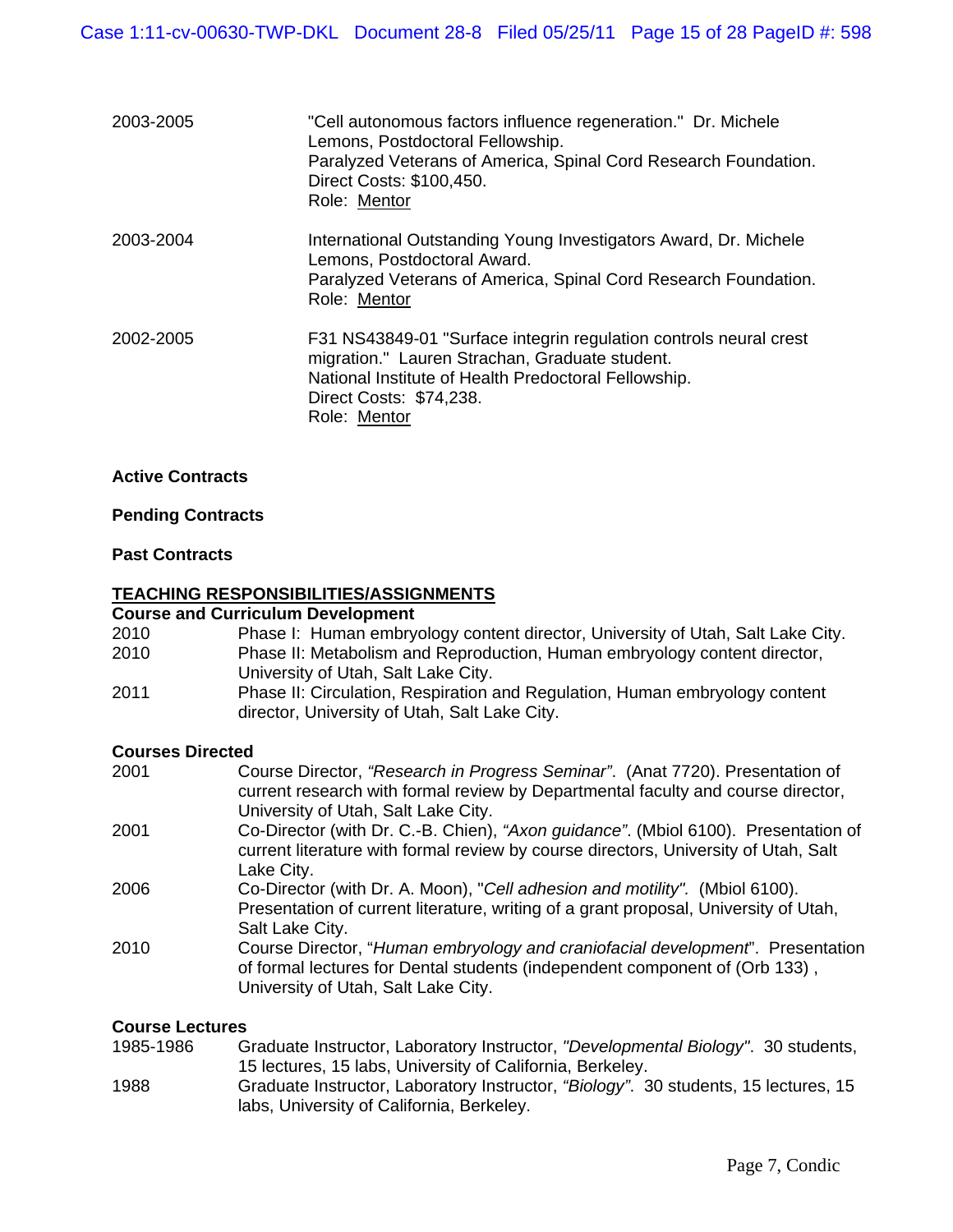2003-2005 "Cell autonomous factors influence regeneration." Dr. Michele Lemons, Postdoctoral Fellowship.
Paralyzed Veterans of America, Spinal Cord Research Foundation.
Direct Costs: $100,450.
Role: Mentor

2003-2004 International Outstanding Young Investigators Award, Dr. Michele Lemons, Postdoctoral Award.
Paralyzed Veterans of America, Spinal Cord Research Foundation.
Role: Mentor

2002-2005 F31 NS43849-01 "Surface integrin regulation controls neural crest migration." Lauren Strachan, Graduate student.
National Institute of Health Predoctoral Fellowship.
Direct Costs: $74,238.
Role: Mentor

**Active Contracts**

**Pending Contracts**

**Past Contracts**

## TEACHING RESPONSIBILITIES/ASSIGNMENTS

**Course and Curriculum Development**

2010 Phase I: Human embryology content director, University of Utah, Salt Lake City.
2010 Phase II: Metabolism and Reproduction, Human embryology content director, University of Utah, Salt Lake City.
2011 Phase II: Circulation, Respiration and Regulation, Human embryology content director, University of Utah, Salt Lake City.

**Courses Directed**

2001 Course Director, *"Research in Progress Seminar"*. (Anat 7720). Presentation of current research with formal review by Departmental faculty and course director, University of Utah, Salt Lake City.
2001 Co-Director (with Dr. C.-B. Chien), *"Axon guidance"*. (Mbiol 6100). Presentation of current literature with formal review by course directors, University of Utah, Salt Lake City.
2006 Co-Director (with Dr. A. Moon), "*Cell adhesion and motility"*. (Mbiol 6100). Presentation of current literature, writing of a grant proposal, University of Utah, Salt Lake City.
2010 Course Director, "*Human embryology and craniofacial development*". Presentation of formal lectures for Dental students (independent component of (Orb 133) , University of Utah, Salt Lake City.

**Course Lectures**

1985-1986 Graduate Instructor, Laboratory Instructor, *"Developmental Biology"*. 30 students, 15 lectures, 15 labs, University of California, Berkeley.
1988 Graduate Instructor, Laboratory Instructor, *"Biology"*. 30 students, 15 lectures, 15 labs, University of California, Berkeley.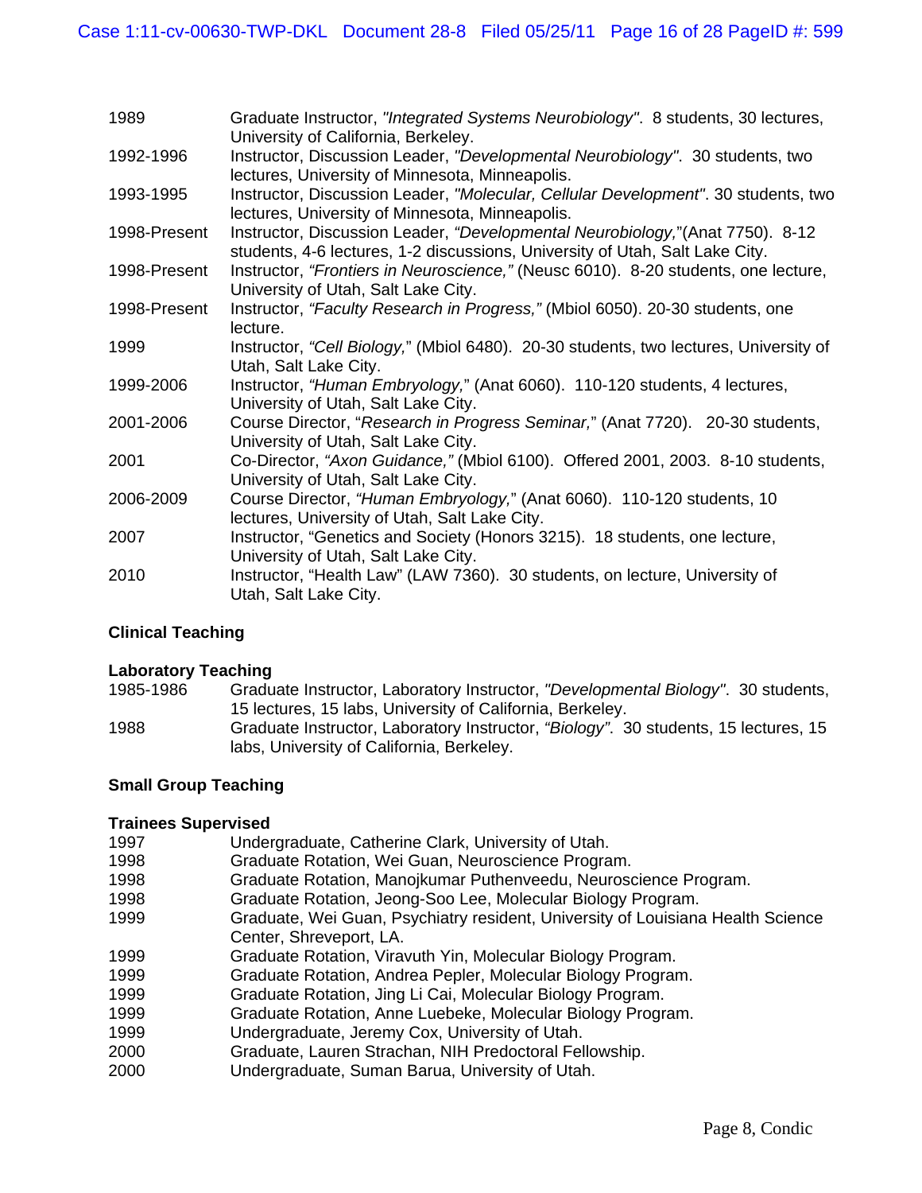| | |
|---|---|
| 1989 | Graduate Instructor, *"Integrated Systems Neurobiology"*. 8 students, 30 lectures, University of California, Berkeley. |
| 1992-1996 | Instructor, Discussion Leader, *"Developmental Neurobiology"*. 30 students, two lectures, University of Minnesota, Minneapolis. |
| 1993-1995 | Instructor, Discussion Leader, *"Molecular, Cellular Development"*. 30 students, two lectures, University of Minnesota, Minneapolis. |
| 1998-Present | Instructor, Discussion Leader, *"Developmental Neurobiology,"*(Anat 7750). 8-12 students, 4-6 lectures, 1-2 discussions, University of Utah, Salt Lake City. |
| 1998-Present | Instructor, *"Frontiers in Neuroscience,"* (Neusc 6010). 8-20 students, one lecture, University of Utah, Salt Lake City. |
| 1998-Present | Instructor, *"Faculty Research in Progress,"* (Mbiol 6050). 20-30 students, one lecture. |
| 1999 | Instructor, *"Cell Biology,"* (Mbiol 6480). 20-30 students, two lectures, University of Utah, Salt Lake City. |
| 1999-2006 | Instructor, *"Human Embryology,"* (Anat 6060). 110-120 students, 4 lectures, University of Utah, Salt Lake City. |
| 2001-2006 | Course Director, "*Research in Progress Seminar,*" (Anat 7720). 20-30 students, University of Utah, Salt Lake City. |
| 2001 | Co-Director, *"Axon Guidance,"* (Mbiol 6100). Offered 2001, 2003. 8-10 students, University of Utah, Salt Lake City. |
| 2006-2009 | Course Director, *"Human Embryology,"* (Anat 6060). 110-120 students, 10 lectures, University of Utah, Salt Lake City. |
| 2007 | Instructor, "Genetics and Society (Honors 3215). 18 students, one lecture, University of Utah, Salt Lake City. |
| 2010 | Instructor, "Health Law" (LAW 7360). 30 students, on lecture, University of Utah, Salt Lake City. |

**Clinical Teaching**

**Laboratory Teaching**

| | |
|---|---|
| 1985-1986 | Graduate Instructor, Laboratory Instructor, *"Developmental Biology"*. 30 students, 15 lectures, 15 labs, University of California, Berkeley. |
| 1988 | Graduate Instructor, Laboratory Instructor, *"Biology"*. 30 students, 15 lectures, 15 labs, University of California, Berkeley. |

**Small Group Teaching**

**Trainees Supervised**

| | |
|---|---|
| 1997 | Undergraduate, Catherine Clark, University of Utah. |
| 1998 | Graduate Rotation, Wei Guan, Neuroscience Program. |
| 1998 | Graduate Rotation, Manojkumar Puthenveedu, Neuroscience Program. |
| 1998 | Graduate Rotation, Jeong-Soo Lee, Molecular Biology Program. |
| 1999 | Graduate, Wei Guan, Psychiatry resident, University of Louisiana Health Science Center, Shreveport, LA. |
| 1999 | Graduate Rotation, Viravuth Yin, Molecular Biology Program. |
| 1999 | Graduate Rotation, Andrea Pepler, Molecular Biology Program. |
| 1999 | Graduate Rotation, Jing Li Cai, Molecular Biology Program. |
| 1999 | Graduate Rotation, Anne Luebeke, Molecular Biology Program. |
| 1999 | Undergraduate, Jeremy Cox, University of Utah. |
| 2000 | Graduate, Lauren Strachan, NIH Predoctoral Fellowship. |
| 2000 | Undergraduate, Suman Barua, University of Utah. |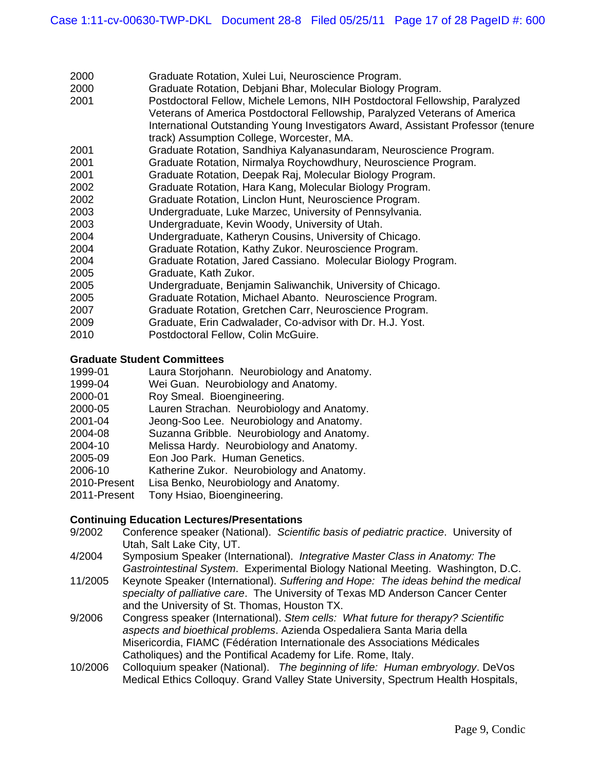2000 Graduate Rotation, Xulei Lui, Neuroscience Program.
2000 Graduate Rotation, Debjani Bhar, Molecular Biology Program.
2001 Postdoctoral Fellow, Michele Lemons, NIH Postdoctoral Fellowship, Paralyzed Veterans of America Postdoctoral Fellowship, Paralyzed Veterans of America International Outstanding Young Investigators Award, Assistant Professor (tenure track) Assumption College, Worcester, MA.
2001 Graduate Rotation, Sandhiya Kalyanasundaram, Neuroscience Program.
2001 Graduate Rotation, Nirmalya Roychowdhury, Neuroscience Program.
2001 Graduate Rotation, Deepak Raj, Molecular Biology Program.
2002 Graduate Rotation, Hara Kang, Molecular Biology Program.
2002 Graduate Rotation, Linclon Hunt, Neuroscience Program.
2003 Undergraduate, Luke Marzec, University of Pennsylvania.
2003 Undergraduate, Kevin Woody, University of Utah.
2004 Undergraduate, Katheryn Cousins, University of Chicago.
2004 Graduate Rotation, Kathy Zukor. Neuroscience Program.
2004 Graduate Rotation, Jared Cassiano. Molecular Biology Program.
2005 Graduate, Kath Zukor.
2005 Undergraduate, Benjamin Saliwanchik, University of Chicago.
2005 Graduate Rotation, Michael Abanto. Neuroscience Program.
2007 Graduate Rotation, Gretchen Carr, Neuroscience Program.
2009 Graduate, Erin Cadwalader, Co-advisor with Dr. H.J. Yost.
2010 Postdoctoral Fellow, Colin McGuire.

**Graduate Student Committees**

1999-01 Laura Storjohann. Neurobiology and Anatomy.
1999-04 Wei Guan. Neurobiology and Anatomy.
2000-01 Roy Smeal. Bioengineering.
2000-05 Lauren Strachan. Neurobiology and Anatomy.
2001-04 Jeong-Soo Lee. Neurobiology and Anatomy.
2004-08 Suzanna Gribble. Neurobiology and Anatomy.
2004-10 Melissa Hardy. Neurobiology and Anatomy.
2005-09 Eon Joo Park. Human Genetics.
2006-10 Katherine Zukor. Neurobiology and Anatomy.
2010-Present Lisa Benko, Neurobiology and Anatomy.
2011-Present Tony Hsiao, Bioengineering.

**Continuing Education Lectures/Presentations**

9/2002 Conference speaker (National). *Scientific basis of pediatric practice*. University of Utah, Salt Lake City, UT.

4/2004 Symposium Speaker (International). *Integrative Master Class in Anatomy: The Gastrointestinal System*. Experimental Biology National Meeting. Washington, D.C.

11/2005 Keynote Speaker (International). *Suffering and Hope: The ideas behind the medical specialty of palliative care*. The University of Texas MD Anderson Cancer Center and the University of St. Thomas, Houston TX.

9/2006 Congress speaker (International). *Stem cells: What future for therapy? Scientific aspects and bioethical problems*. Azienda Ospedaliera Santa Maria della Misericordia, FIAMC (Fédération Internationale des Associations Médicales Catholiques) and the Pontifical Academy for Life. Rome, Italy.

10/2006 Colloquium speaker (National). *The beginning of life: Human embryology*. DeVos Medical Ethics Colloquy. Grand Valley State University, Spectrum Health Hospitals,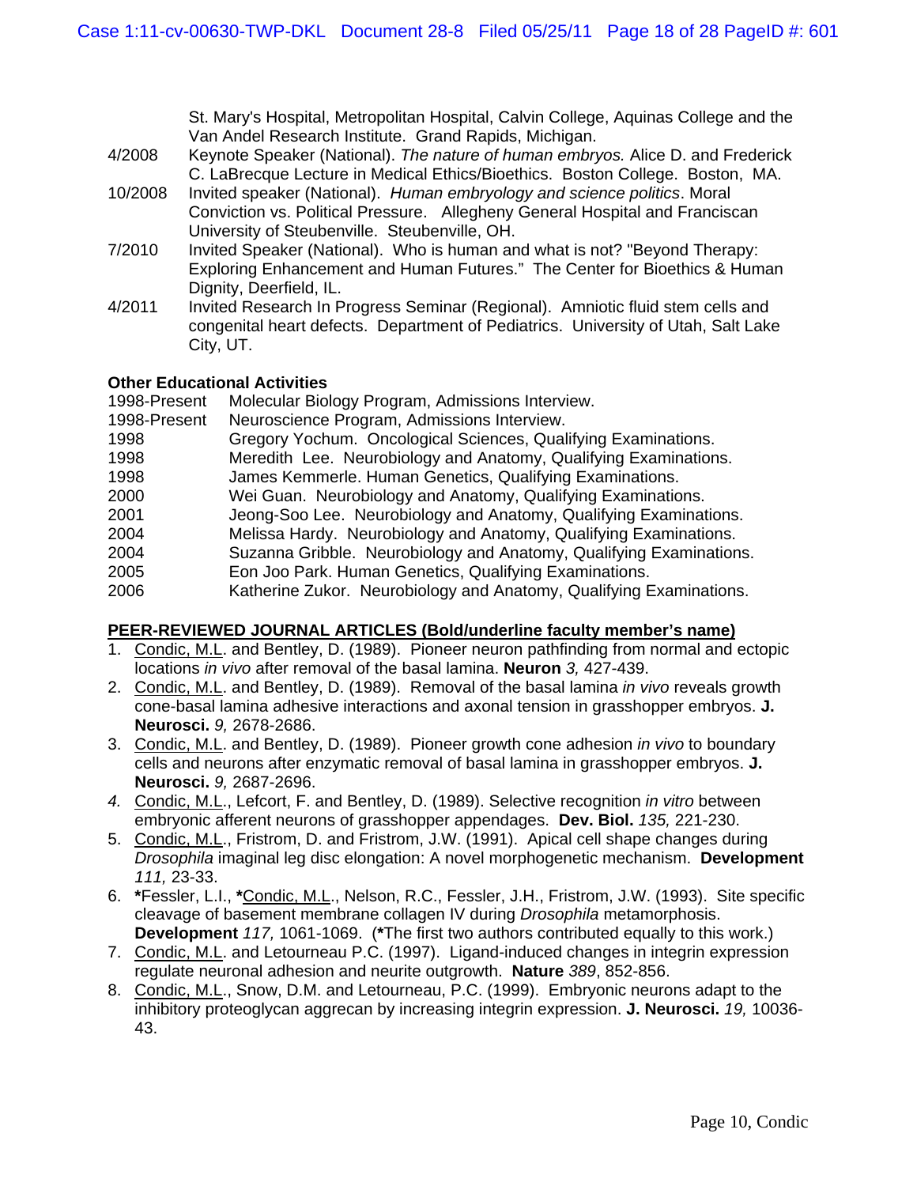St. Mary's Hospital, Metropolitan Hospital, Calvin College, Aquinas College and the Van Andel Research Institute. Grand Rapids, Michigan.

4/2008 Keynote Speaker (National). *The nature of human embryos.* Alice D. and Frederick C. LaBrecque Lecture in Medical Ethics/Bioethics. Boston College. Boston, MA.

10/2008 Invited speaker (National). *Human embryology and science politics*. Moral Conviction vs. Political Pressure. Allegheny General Hospital and Franciscan University of Steubenville. Steubenville, OH.

7/2010 Invited Speaker (National). Who is human and what is not? "Beyond Therapy: Exploring Enhancement and Human Futures." The Center for Bioethics & Human Dignity, Deerfield, IL.

4/2011 Invited Research In Progress Seminar (Regional). Amniotic fluid stem cells and congenital heart defects. Department of Pediatrics. University of Utah, Salt Lake City, UT.

**Other Educational Activities**

1998-Present Molecular Biology Program, Admissions Interview.
1998-Present Neuroscience Program, Admissions Interview.
1998 Gregory Yochum. Oncological Sciences, Qualifying Examinations.
1998 Meredith Lee. Neurobiology and Anatomy, Qualifying Examinations.
1998 James Kemmerle. Human Genetics, Qualifying Examinations.
2000 Wei Guan. Neurobiology and Anatomy, Qualifying Examinations.
2001 Jeong-Soo Lee. Neurobiology and Anatomy, Qualifying Examinations.
2004 Melissa Hardy. Neurobiology and Anatomy, Qualifying Examinations.
2004 Suzanna Gribble. Neurobiology and Anatomy, Qualifying Examinations.
2005 Eon Joo Park. Human Genetics, Qualifying Examinations.
2006 Katherine Zukor. Neurobiology and Anatomy, Qualifying Examinations.

**PEER-REVIEWED JOURNAL ARTICLES (Bold/underline faculty member's name)**

1. Condic, M.L. and Bentley, D. (1989). Pioneer neuron pathfinding from normal and ectopic locations *in vivo* after removal of the basal lamina. **Neuron** *3,* 427-439.
2. Condic, M.L. and Bentley, D. (1989). Removal of the basal lamina *in vivo* reveals growth cone-basal lamina adhesive interactions and axonal tension in grasshopper embryos. **J. Neurosci.** *9,* 2678-2686.
3. Condic, M.L. and Bentley, D. (1989). Pioneer growth cone adhesion *in vivo* to boundary cells and neurons after enzymatic removal of basal lamina in grasshopper embryos. **J. Neurosci.** *9,* 2687-2696.
4. Condic, M.L., Lefcort, F. and Bentley, D. (1989). Selective recognition *in vitro* between embryonic afferent neurons of grasshopper appendages. **Dev. Biol.** *135,* 221-230.
5. Condic, M.L., Fristrom, D. and Fristrom, J.W. (1991). Apical cell shape changes during *Drosophila* imaginal leg disc elongation: A novel morphogenetic mechanism. **Development** *111,* 23-33.
6. ***Fessler, L.I., *Condic, M.L.**, Nelson, R.C., Fessler, J.H., Fristrom, J.W. (1993). Site specific cleavage of basement membrane collagen IV during *Drosophila* metamorphosis. **Development** *117,* 1061-1069. (**\***The first two authors contributed equally to this work.)
7. Condic, M.L. and Letourneau P.C. (1997). Ligand-induced changes in integrin expression regulate neuronal adhesion and neurite outgrowth. **Nature** *389*, 852-856.
8. Condic, M.L., Snow, D.M. and Letourneau, P.C. (1999). Embryonic neurons adapt to the inhibitory proteoglycan aggrecan by increasing integrin expression. **J. Neurosci.** *19,* 10036-43.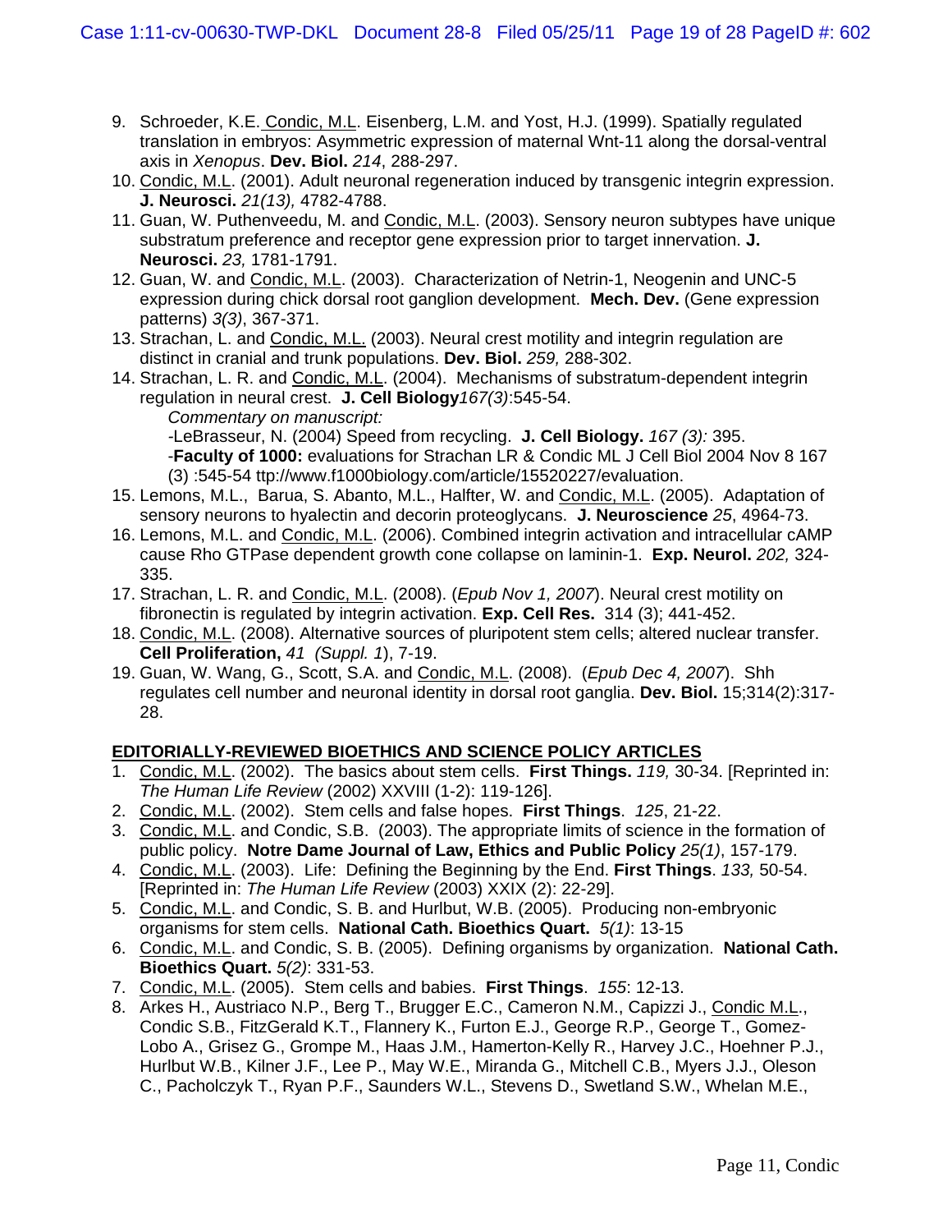9. Schroeder, K.E. Condic, M.L. Eisenberg, L.M. and Yost, H.J. (1999). Spatially regulated translation in embryos: Asymmetric expression of maternal Wnt-11 along the dorsal-ventral axis in *Xenopus*. **Dev. Biol.** *214*, 288-297.
10. Condic, M.L. (2001). Adult neuronal regeneration induced by transgenic integrin expression. **J. Neurosci.** *21(13),* 4782-4788.
11. Guan, W. Puthenveedu, M. and Condic, M.L. (2003). Sensory neuron subtypes have unique substratum preference and receptor gene expression prior to target innervation. **J. Neurosci.** *23,* 1781-1791.
12. Guan, W. and Condic, M.L. (2003). Characterization of Netrin-1, Neogenin and UNC-5 expression during chick dorsal root ganglion development. **Mech. Dev.** (Gene expression patterns) *3(3)*, 367-371.
13. Strachan, L. and Condic, M.L. (2003). Neural crest motility and integrin regulation are distinct in cranial and trunk populations. **Dev. Biol.** *259,* 288-302.
14. Strachan, L. R. and Condic, M.L. (2004). Mechanisms of substratum-dependent integrin regulation in neural crest. **J. Cell Biology** *167(3)*:545-54.
    *Commentary on manuscript:*
    -LeBrasseur, N. (2004) Speed from recycling. **J. Cell Biology.** *167 (3):* 395.
    -**Faculty of 1000:** evaluations for Strachan LR & Condic ML J Cell Biol 2004 Nov 8 167 (3) :545-54 ttp://www.f1000biology.com/article/15520227/evaluation.
15. Lemons, M.L., Barua, S. Abanto, M.L., Halfter, W. and Condic, M.L. (2005). Adaptation of sensory neurons to hyalectin and decorin proteoglycans. **J. Neuroscience** *25*, 4964-73.
16. Lemons, M.L. and Condic, M.L. (2006). Combined integrin activation and intracellular cAMP cause Rho GTPase dependent growth cone collapse on laminin-1. **Exp. Neurol.** *202,* 324-335.
17. Strachan, L. R. and Condic, M.L. (2008). (*Epub Nov 1, 2007*). Neural crest motility on fibronectin is regulated by integrin activation. **Exp. Cell Res.** 314 (3); 441-452.
18. Condic, M.L. (2008). Alternative sources of pluripotent stem cells; altered nuclear transfer. **Cell Proliferation,** *41 (Suppl. 1*), 7-19.
19. Guan, W. Wang, G., Scott, S.A. and Condic, M.L. (2008). (*Epub Dec 4, 2007*). Shh regulates cell number and neuronal identity in dorsal root ganglia. **Dev. Biol.** 15;314(2):317-28.

**EDITORIALLY-REVIEWED BIOETHICS AND SCIENCE POLICY ARTICLES**

1. Condic, M.L. (2002). The basics about stem cells. **First Things.** *119,* 30-34. [Reprinted in: *The Human Life Review* (2002) XXVIII (1-2): 119-126].
2. Condic, M.L. (2002). Stem cells and false hopes. **First Things**. *125*, 21-22.
3. Condic, M.L. and Condic, S.B. (2003). The appropriate limits of science in the formation of public policy. **Notre Dame Journal of Law, Ethics and Public Policy** *25(1)*, 157-179.
4. Condic, M.L. (2003). Life: Defining the Beginning by the End. **First Things**. *133,* 50-54. [Reprinted in: *The Human Life Review* (2003) XXIX (2): 22-29].
5. Condic, M.L. and Condic, S. B. and Hurlbut, W.B. (2005). Producing non-embryonic organisms for stem cells. **National Cath. Bioethics Quart.** *5(1)*: 13-15
6. Condic, M.L. and Condic, S. B. (2005). Defining organisms by organization. **National Cath. Bioethics Quart.** *5(2)*: 331-53.
7. Condic, M.L. (2005). Stem cells and babies. **First Things**. *155*: 12-13.
8. Arkes H., Austriaco N.P., Berg T., Brugger E.C., Cameron N.M., Capizzi J., Condic M.L., Condic S.B., FitzGerald K.T., Flannery K., Furton E.J., George R.P., George T., Gomez-Lobo A., Grisez G., Grompe M., Haas J.M., Hamerton-Kelly R., Harvey J.C., Hoehner P.J., Hurlbut W.B., Kilner J.F., Lee P., May W.E., Miranda G., Mitchell C.B., Myers J.J., Oleson C., Pacholczyk T., Ryan P.F., Saunders W.L., Stevens D., Swetland S.W., Whelan M.E.,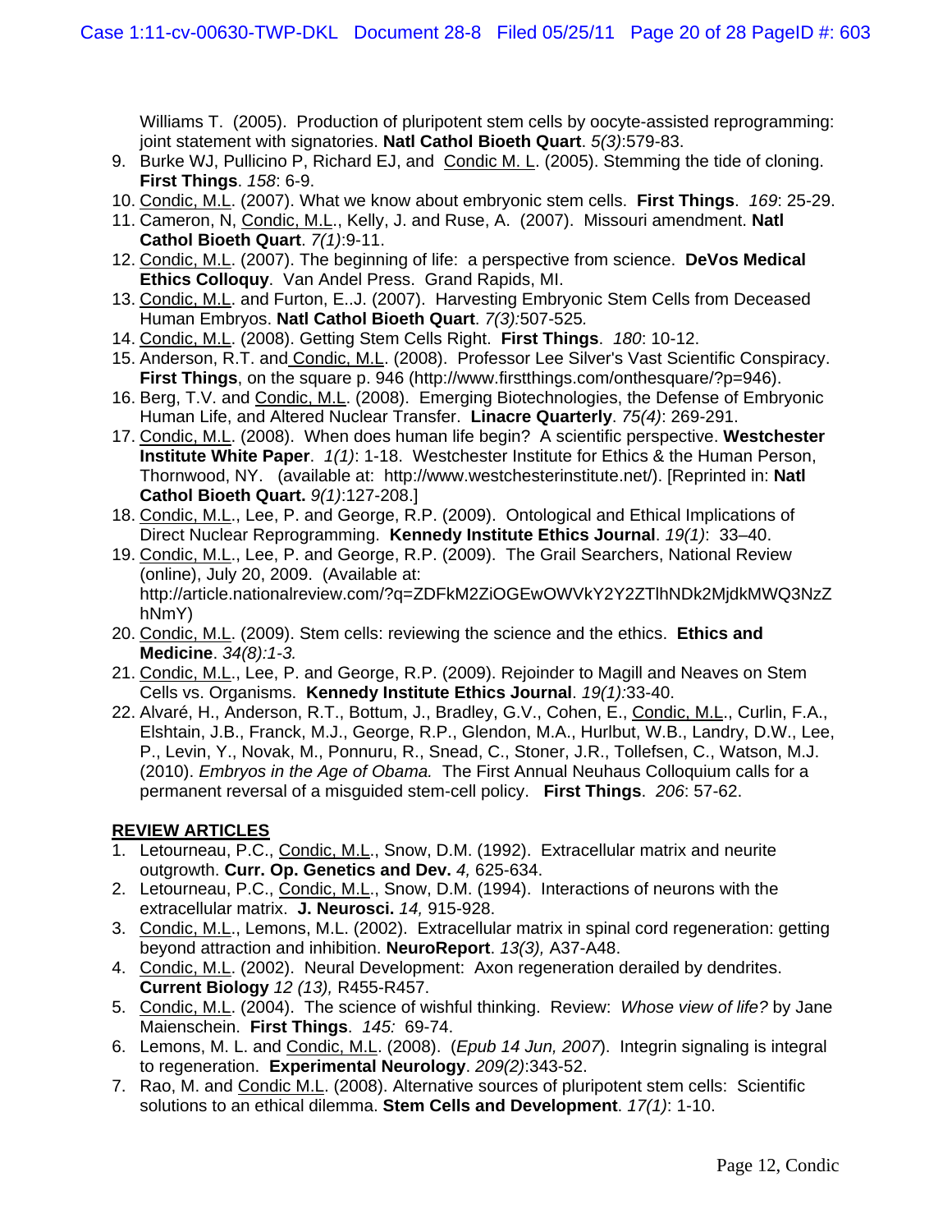Williams T. (2005). Production of pluripotent stem cells by oocyte-assisted reprogramming: joint statement with signatories. **Natl Cathol Bioeth Quart**. *5(3)*:579-83.

9. Burke WJ, Pullicino P, Richard EJ, and Condic M. L. (2005). Stemming the tide of cloning. **First Things**. *158*: 6-9.
10. Condic, M.L. (2007). What we know about embryonic stem cells. **First Things**. *169*: 25-29.
11. Cameron, N, Condic, M.L., Kelly, J. and Ruse, A. (2007). Missouri amendment. **Natl Cathol Bioeth Quart**. *7(1)*:9-11.
12. Condic, M.L. (2007). The beginning of life: a perspective from science. **DeVos Medical Ethics Colloquy**. Van Andel Press. Grand Rapids, MI.
13. Condic, M.L. and Furton, E..J. (2007). Harvesting Embryonic Stem Cells from Deceased Human Embryos. **Natl Cathol Bioeth Quart**. *7(3)*:507-525*.*
14. Condic, M.L. (2008). Getting Stem Cells Right. **First Things**. *180*: 10-12.
15. Anderson, R.T. and Condic, M.L. (2008). Professor Lee Silver's Vast Scientific Conspiracy. **First Things**, on the square p. 946 (http://www.firstthings.com/onthesquare/?p=946).
16. Berg, T.V. and Condic, M.L. (2008). Emerging Biotechnologies, the Defense of Embryonic Human Life, and Altered Nuclear Transfer. **Linacre Quarterly**. *75(4)*: 269-291.
17. Condic, M.L. (2008). When does human life begin? A scientific perspective. **Westchester Institute White Paper**. *1(1)*: 1-18. Westchester Institute for Ethics & the Human Person, Thornwood, NY. (available at: http://www.westchesterinstitute.net/). [Reprinted in: **Natl Cathol Bioeth Quart.** *9(1)*:127-208.]
18. Condic, M.L., Lee, P. and George, R.P. (2009). Ontological and Ethical Implications of Direct Nuclear Reprogramming. **Kennedy Institute Ethics Journal**. *19(1)*: 33–40.
19. Condic, M.L., Lee, P. and George, R.P. (2009). The Grail Searchers, National Review (online), July 20, 2009. (Available at: http://article.nationalreview.com/?q=ZDFkM2ZiOGEwOWVkY2Y2ZTlhNDk2MjdkMWQ3NzZhNmY)
20. Condic, M.L. (2009). Stem cells: reviewing the science and the ethics. **Ethics and Medicine**. *34(8):1-3.*
21. Condic, M.L., Lee, P. and George, R.P. (2009). Rejoinder to Magill and Neaves on Stem Cells vs. Organisms. **Kennedy Institute Ethics Journal**. *19(1):*33-40.
22. Alvaré, H., Anderson, R.T., Bottum, J., Bradley, G.V., Cohen, E., Condic, M.L., Curlin, F.A., Elshtain, J.B., Franck, M.J., George, R.P., Glendon, M.A., Hurlbut, W.B., Landry, D.W., Lee, P., Levin, Y., Novak, M., Ponnuru, R., Snead, C., Stoner, J.R., Tollefsen, C., Watson, M.J. (2010). *Embryos in the Age of Obama.* The First Annual Neuhaus Colloquium calls for a permanent reversal of a misguided stem-cell policy. **First Things**. *206*: 57-62.

## REVIEW ARTICLES

1. Letourneau, P.C., Condic, M.L., Snow, D.M. (1992). Extracellular matrix and neurite outgrowth. **Curr. Op. Genetics and Dev.** *4,* 625-634.
2. Letourneau, P.C., Condic, M.L., Snow, D.M. (1994). Interactions of neurons with the extracellular matrix. **J. Neurosci.** *14,* 915-928.
3. Condic, M.L., Lemons, M.L. (2002). Extracellular matrix in spinal cord regeneration: getting beyond attraction and inhibition. **NeuroReport**. *13(3),* A37-A48.
4. Condic, M.L. (2002). Neural Development: Axon regeneration derailed by dendrites. **Current Biology** *12 (13),* R455-R457.
5. Condic, M.L. (2004). The science of wishful thinking. Review: *Whose view of life?* by Jane Maienschein. **First Things**. *145:* 69-74.
6. Lemons, M. L. and Condic, M.L. (2008). (*Epub 14 Jun, 2007*). Integrin signaling is integral to regeneration. **Experimental Neurology**. *209(2)*:343-52.
7. Rao, M. and Condic M.L. (2008). Alternative sources of pluripotent stem cells: Scientific solutions to an ethical dilemma. **Stem Cells and Development**. *17(1)*: 1-10.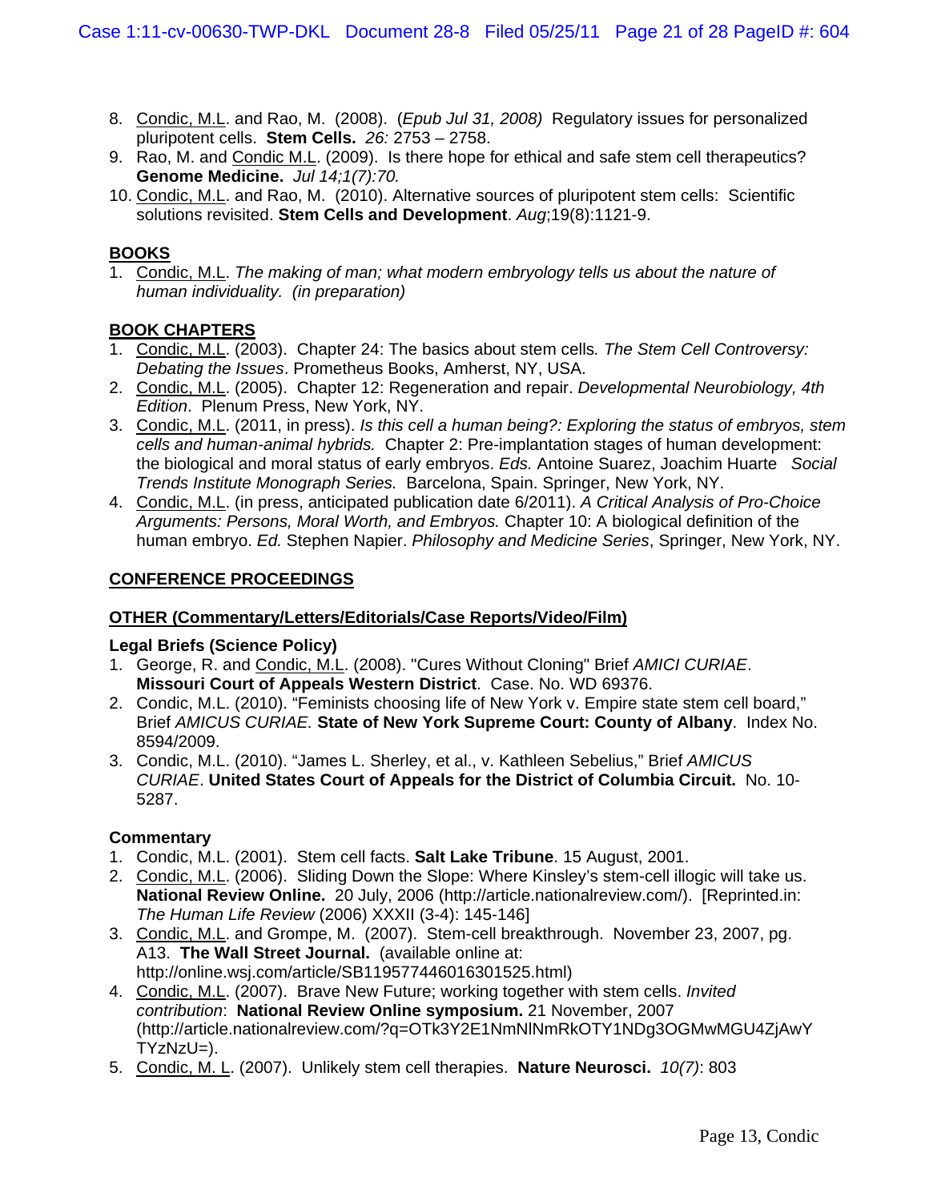8. Condic, M.L. and Rao, M. (2008). (*Epub Jul 31, 2008)* Regulatory issues for personalized pluripotent cells. **Stem Cells.** *26:* 2753 – 2758.
9. Rao, M. and Condic M.L. (2009). Is there hope for ethical and safe stem cell therapeutics? **Genome Medicine.** *Jul 14;1(7):70.*
10. Condic, M.L. and Rao, M. (2010). Alternative sources of pluripotent stem cells: Scientific solutions revisited. **Stem Cells and Development**. *Aug*;19(8):1121-9.

## BOOKS

1. Condic, M.L. *The making of man; what modern embryology tells us about the nature of human individuality. (in preparation)*

## BOOK CHAPTERS

1. Condic, M.L. (2003). Chapter 24: The basics about stem cells*. The Stem Cell Controversy: Debating the Issues*. Prometheus Books, Amherst, NY, USA.
2. Condic, M.L. (2005). Chapter 12: Regeneration and repair. *Developmental Neurobiology, 4th Edition*. Plenum Press, New York, NY.
3. Condic, M.L. (2011, in press). *Is this cell a human being?: Exploring the status of embryos, stem cells and human-animal hybrids.* Chapter 2: Pre-implantation stages of human development: the biological and moral status of early embryos. *Eds.* Antoine Suarez, Joachim Huarte *Social Trends Institute Monograph Series.* Barcelona, Spain. Springer, New York, NY.
4. Condic, M.L. (in press, anticipated publication date 6/2011). *A Critical Analysis of Pro-Choice Arguments: Persons, Moral Worth, and Embryos.* Chapter 10: A biological definition of the human embryo. *Ed.* Stephen Napier. *Philosophy and Medicine Series*, Springer, New York, NY.

## CONFERENCE PROCEEDINGS

## OTHER (Commentary/Letters/Editorials/Case Reports/Video/Film)

### Legal Briefs (Science Policy)

1. George, R. and Condic, M.L. (2008). "Cures Without Cloning" Brief *AMICI CURIAE*. **Missouri Court of Appeals Western District**. Case. No. WD 69376.
2. Condic, M.L. (2010). "Feminists choosing life of New York v. Empire state stem cell board," Brief *AMICUS CURIAE.* **State of New York Supreme Court: County of Albany**. Index No. 8594/2009.
3. Condic, M.L. (2010). "James L. Sherley, et al., v. Kathleen Sebelius," Brief *AMICUS CURIAE*. **United States Court of Appeals for the District of Columbia Circuit.** No. 10-5287.

### Commentary

1. Condic, M.L. (2001). Stem cell facts. **Salt Lake Tribune**. 15 August, 2001.
2. Condic, M.L. (2006). Sliding Down the Slope: Where Kinsley's stem-cell illogic will take us. **National Review Online.** 20 July, 2006 (http://article.nationalreview.com/). [Reprinted.in: *The Human Life Review* (2006) XXXII (3-4): 145-146]
3. Condic, M.L. and Grompe, M. (2007). Stem-cell breakthrough. November 23, 2007, pg. A13. **The Wall Street Journal.** (available online at: http://online.wsj.com/article/SB119577446016301525.html)
4. Condic, M.L. (2007). Brave New Future; working together with stem cells. *Invited contribution*: **National Review Online symposium.** 21 November, 2007 (http://article.nationalreview.com/?q=OTk3Y2E1NmNlNmRkOTY1NDg3OGMwMGU4ZjAwYTYzNzU=).
5. Condic, M. L. (2007). Unlikely stem cell therapies. **Nature Neurosci.** *10(7)*: 803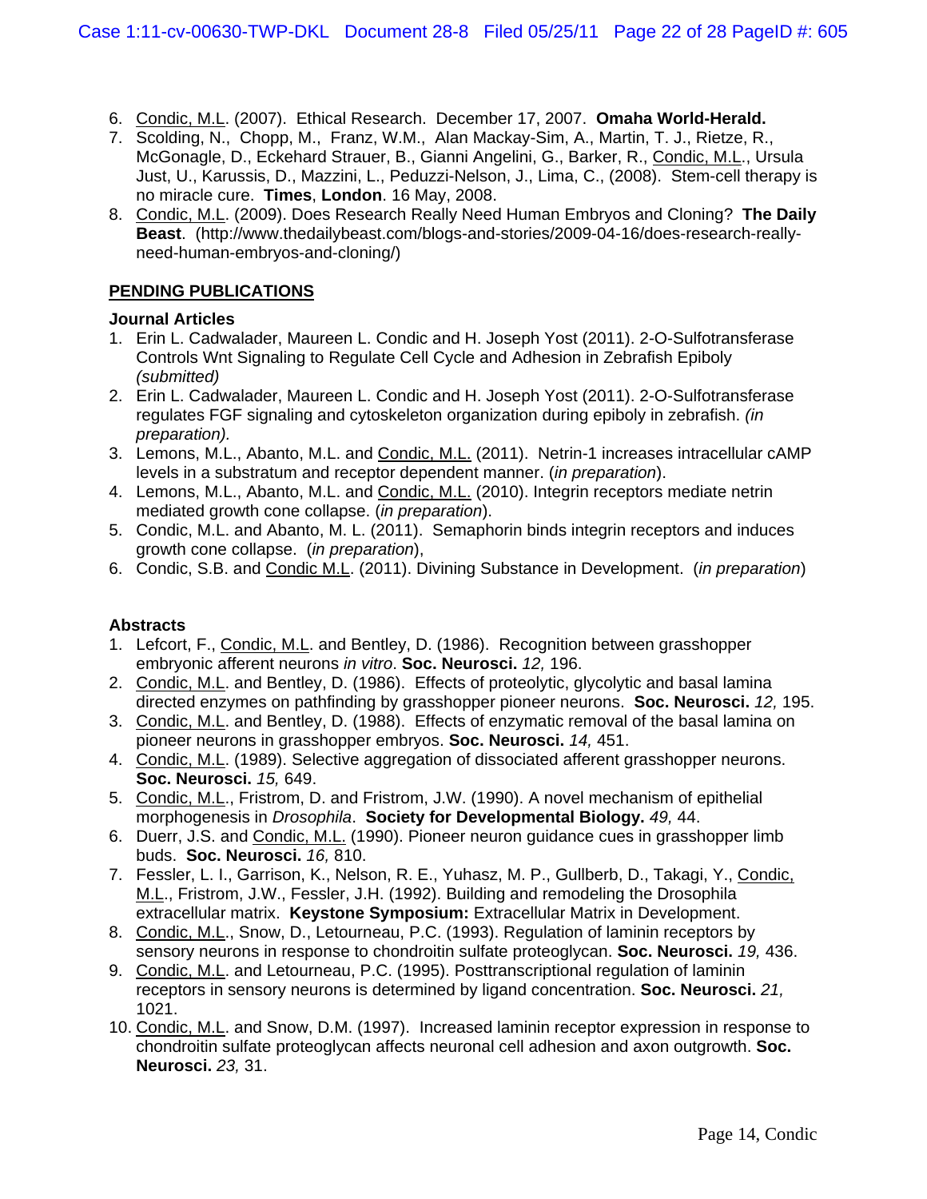6. Condic, M.L. (2007). Ethical Research. December 17, 2007. **Omaha World-Herald.**
7. Scolding, N., Chopp, M., Franz, W.M., Alan Mackay-Sim, A., Martin, T. J., Rietze, R., McGonagle, D., Eckehard Strauer, B., Gianni Angelini, G., Barker, R., Condic, M.L., Ursula Just, U., Karussis, D., Mazzini, L., Peduzzi-Nelson, J., Lima, C., (2008). Stem-cell therapy is no miracle cure. **Times**, **London**. 16 May, 2008.
8. Condic, M.L. (2009). Does Research Really Need Human Embryos and Cloning? **The Daily Beast**. (http://www.thedailybeast.com/blogs-and-stories/2009-04-16/does-research-really-need-human-embryos-and-cloning/)

## PENDING PUBLICATIONS

### Journal Articles

1. Erin L. Cadwalader, Maureen L. Condic and H. Joseph Yost (2011). 2-O-Sulfotransferase Controls Wnt Signaling to Regulate Cell Cycle and Adhesion in Zebrafish Epiboly *(submitted)*
2. Erin L. Cadwalader, Maureen L. Condic and H. Joseph Yost (2011). 2-O-Sulfotransferase regulates FGF signaling and cytoskeleton organization during epiboly in zebrafish. *(in preparation).*
3. Lemons, M.L., Abanto, M.L. and Condic, M.L. (2011). Netrin-1 increases intracellular cAMP levels in a substratum and receptor dependent manner. (*in preparation*).
4. Lemons, M.L., Abanto, M.L. and Condic, M.L. (2010). Integrin receptors mediate netrin mediated growth cone collapse. (*in preparation*).
5. Condic, M.L. and Abanto, M. L. (2011). Semaphorin binds integrin receptors and induces growth cone collapse. (*in preparation*),
6. Condic, S.B. and Condic M.L. (2011). Divining Substance in Development. (*in preparation*)

### Abstracts

1. Lefcort, F., Condic, M.L. and Bentley, D. (1986). Recognition between grasshopper embryonic afferent neurons *in vitro*. **Soc. Neurosci.** *12,* 196.
2. Condic, M.L. and Bentley, D. (1986). Effects of proteolytic, glycolytic and basal lamina directed enzymes on pathfinding by grasshopper pioneer neurons. **Soc. Neurosci.** *12,* 195.
3. Condic, M.L. and Bentley, D. (1988). Effects of enzymatic removal of the basal lamina on pioneer neurons in grasshopper embryos. **Soc. Neurosci.** *14,* 451.
4. Condic, M.L. (1989). Selective aggregation of dissociated afferent grasshopper neurons. **Soc. Neurosci.** *15,* 649.
5. Condic, M.L., Fristrom, D. and Fristrom, J.W. (1990). A novel mechanism of epithelial morphogenesis in *Drosophila*. **Society for Developmental Biology.** *49,* 44.
6. Duerr, J.S. and Condic, M.L. (1990). Pioneer neuron guidance cues in grasshopper limb buds. **Soc. Neurosci.** *16,* 810.
7. Fessler, L. I., Garrison, K., Nelson, R. E., Yuhasz, M. P., Gullberb, D., Takagi, Y., Condic, M.L., Fristrom, J.W., Fessler, J.H. (1992). Building and remodeling the Drosophila extracellular matrix. **Keystone Symposium:** Extracellular Matrix in Development.
8. Condic, M.L., Snow, D., Letourneau, P.C. (1993). Regulation of laminin receptors by sensory neurons in response to chondroitin sulfate proteoglycan. **Soc. Neurosci.** *19,* 436.
9. Condic, M.L. and Letourneau, P.C. (1995). Posttranscriptional regulation of laminin receptors in sensory neurons is determined by ligand concentration. **Soc. Neurosci.** *21,* 1021.
10. Condic, M.L. and Snow, D.M. (1997). Increased laminin receptor expression in response to chondroitin sulfate proteoglycan affects neuronal cell adhesion and axon outgrowth. **Soc. Neurosci.** *23,* 31.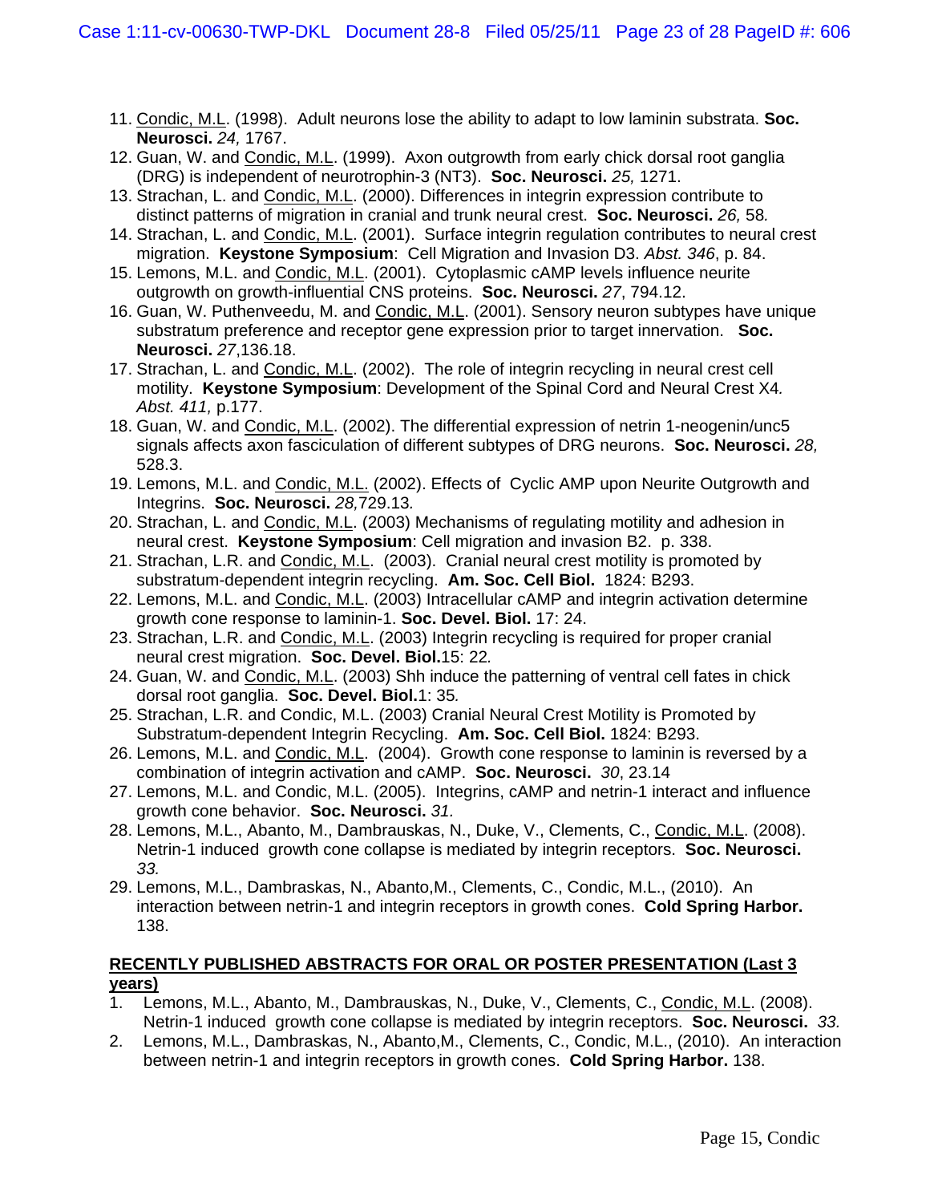11. Condic, M.L. (1998). Adult neurons lose the ability to adapt to low laminin substrata. **Soc. Neurosci.** *24,* 1767.
12. Guan, W. and Condic, M.L. (1999). Axon outgrowth from early chick dorsal root ganglia (DRG) is independent of neurotrophin-3 (NT3). **Soc. Neurosci.** *25,* 1271.
13. Strachan, L. and Condic, M.L. (2000). Differences in integrin expression contribute to distinct patterns of migration in cranial and trunk neural crest. **Soc. Neurosci.** *26,* 58*.*
14. Strachan, L. and Condic, M.L. (2001). Surface integrin regulation contributes to neural crest migration. **Keystone Symposium**: Cell Migration and Invasion D3. *Abst. 346*, p. 84.
15. Lemons, M.L. and Condic, M.L. (2001). Cytoplasmic cAMP levels influence neurite outgrowth on growth-influential CNS proteins. **Soc. Neurosci.** *27*, 794.12.
16. Guan, W. Puthenveedu, M. and Condic, M.L. (2001). Sensory neuron subtypes have unique substratum preference and receptor gene expression prior to target innervation. **Soc. Neurosci.** *27*,136.18.
17. Strachan, L. and Condic, M.L. (2002). The role of integrin recycling in neural crest cell motility. **Keystone Symposium**: Development of the Spinal Cord and Neural Crest X4*. Abst. 411,* p.177.
18. Guan, W. and Condic, M.L. (2002). The differential expression of netrin 1-neogenin/unc5 signals affects axon fasciculation of different subtypes of DRG neurons. **Soc. Neurosci.** *28,* 528.3.
19. Lemons, M.L. and Condic, M.L. (2002). Effects of Cyclic AMP upon Neurite Outgrowth and Integrins. **Soc. Neurosci.** *28,*729.13*.*
20. Strachan, L. and Condic, M.L. (2003) Mechanisms of regulating motility and adhesion in neural crest. **Keystone Symposium**: Cell migration and invasion B2. p. 338.
21. Strachan, L.R. and Condic, M.L. (2003). Cranial neural crest motility is promoted by substratum-dependent integrin recycling. **Am. Soc. Cell Biol.** 1824: B293.
22. Lemons, M.L. and Condic, M.L. (2003) Intracellular cAMP and integrin activation determine growth cone response to laminin-1. **Soc. Devel. Biol.** 17: 24.
23. Strachan, L.R. and Condic, M.L. (2003) Integrin recycling is required for proper cranial neural crest migration. **Soc. Devel. Biol.**15: 22*.*
24. Guan, W. and Condic, M.L. (2003) Shh induce the patterning of ventral cell fates in chick dorsal root ganglia. **Soc. Devel. Biol.**1: 35*.*
25. Strachan, L.R. and Condic, M.L. (2003) Cranial Neural Crest Motility is Promoted by Substratum-dependent Integrin Recycling. **Am. Soc. Cell Biol.** 1824: B293.
26. Lemons, M.L. and Condic, M.L. (2004). Growth cone response to laminin is reversed by a combination of integrin activation and cAMP. **Soc. Neurosci.** *30*, 23.14
27. Lemons, M.L. and Condic, M.L. (2005). Integrins, cAMP and netrin-1 interact and influence growth cone behavior. **Soc. Neurosci.** *31.*
28. Lemons, M.L., Abanto, M., Dambrauskas, N., Duke, V., Clements, C., Condic, M.L. (2008). Netrin-1 induced growth cone collapse is mediated by integrin receptors. **Soc. Neurosci.** *33.*
29. Lemons, M.L., Dambraskas, N., Abanto,M., Clements, C., Condic, M.L., (2010). An interaction between netrin-1 and integrin receptors in growth cones. **Cold Spring Harbor.** 138.

**RECENTLY PUBLISHED ABSTRACTS FOR ORAL OR POSTER PRESENTATION (Last 3 years)**

1. Lemons, M.L., Abanto, M., Dambrauskas, N., Duke, V., Clements, C., Condic, M.L. (2008). Netrin-1 induced growth cone collapse is mediated by integrin receptors. **Soc. Neurosci.** *33.*
2. Lemons, M.L., Dambraskas, N., Abanto,M., Clements, C., Condic, M.L., (2010). An interaction between netrin-1 and integrin receptors in growth cones. **Cold Spring Harbor.** 138.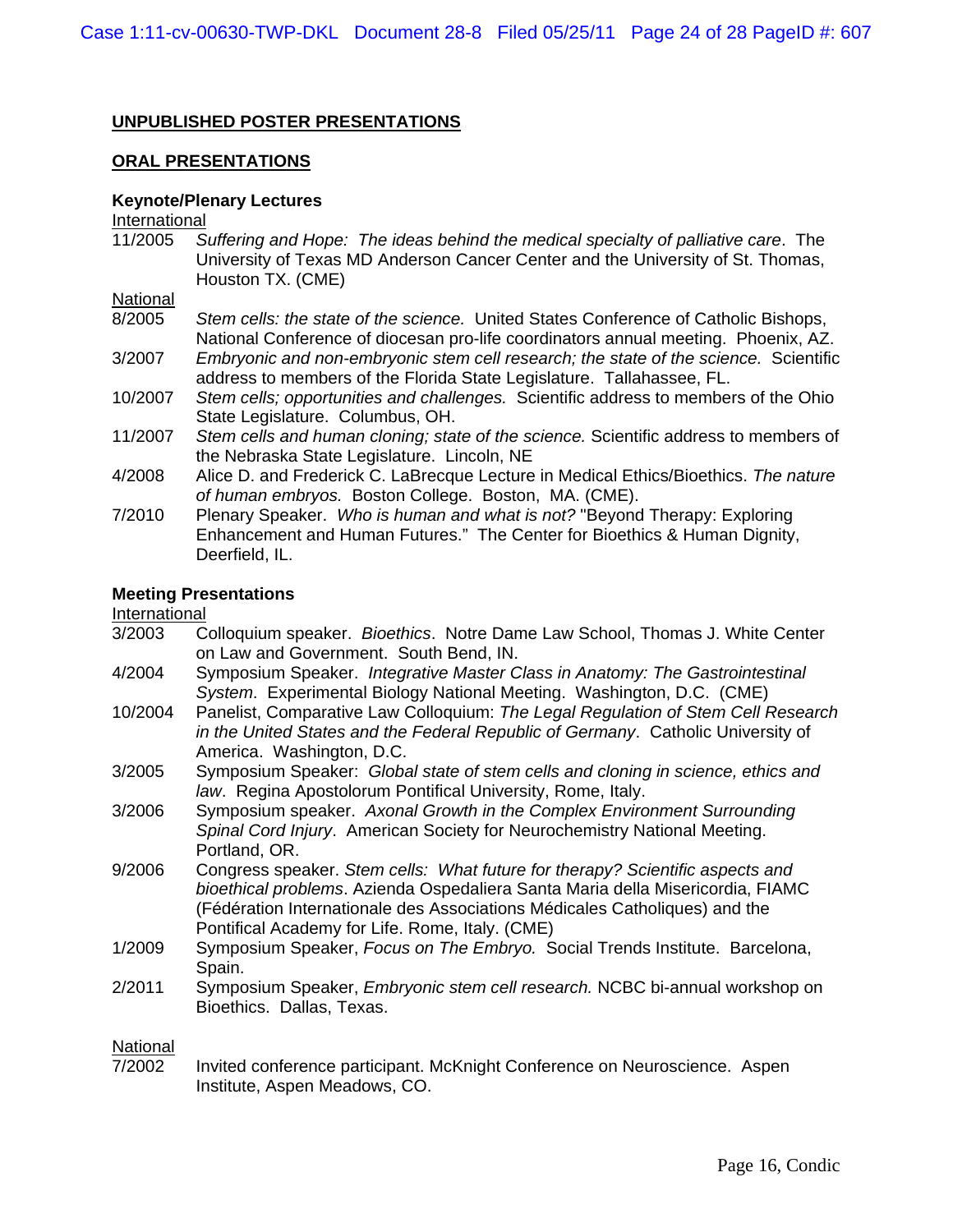## UNPUBLISHED POSTER PRESENTATIONS

## ORAL PRESENTATIONS

### Keynote/Plenary Lectures

International

11/2005 *Suffering and Hope: The ideas behind the medical specialty of palliative care*. The University of Texas MD Anderson Cancer Center and the University of St. Thomas, Houston TX. (CME)

National

8/2005 *Stem cells: the state of the science.* United States Conference of Catholic Bishops, National Conference of diocesan pro-life coordinators annual meeting. Phoenix, AZ.

3/2007 *Embryonic and non-embryonic stem cell research; the state of the science.* Scientific address to members of the Florida State Legislature. Tallahassee, FL.

10/2007 *Stem cells; opportunities and challenges.* Scientific address to members of the Ohio State Legislature. Columbus, OH.

11/2007 *Stem cells and human cloning; state of the science.* Scientific address to members of the Nebraska State Legislature. Lincoln, NE

4/2008 Alice D. and Frederick C. LaBrecque Lecture in Medical Ethics/Bioethics. *The nature of human embryos.* Boston College. Boston, MA. (CME).

7/2010 Plenary Speaker. *Who is human and what is not?* "Beyond Therapy: Exploring Enhancement and Human Futures." The Center for Bioethics & Human Dignity, Deerfield, IL.

### Meeting Presentations

International

3/2003 Colloquium speaker. *Bioethics*. Notre Dame Law School, Thomas J. White Center on Law and Government. South Bend, IN.

4/2004 Symposium Speaker. *Integrative Master Class in Anatomy: The Gastrointestinal System*. Experimental Biology National Meeting. Washington, D.C. (CME)

10/2004 Panelist, Comparative Law Colloquium: *The Legal Regulation of Stem Cell Research in the United States and the Federal Republic of Germany*. Catholic University of America. Washington, D.C.

3/2005 Symposium Speaker: *Global state of stem cells and cloning in science, ethics and law*. Regina Apostolorum Pontifical University, Rome, Italy.

3/2006 Symposium speaker. *Axonal Growth in the Complex Environment Surrounding Spinal Cord Injury*. American Society for Neurochemistry National Meeting. Portland, OR.

9/2006 Congress speaker. *Stem cells: What future for therapy? Scientific aspects and bioethical problems*. Azienda Ospedaliera Santa Maria della Misericordia, FIAMC (Fédération Internationale des Associations Médicales Catholiques) and the Pontifical Academy for Life. Rome, Italy. (CME)

1/2009 Symposium Speaker, *Focus on The Embryo.* Social Trends Institute. Barcelona, Spain.

2/2011 Symposium Speaker, *Embryonic stem cell research.* NCBC bi-annual workshop on Bioethics. Dallas, Texas.

National

7/2002 Invited conference participant. McKnight Conference on Neuroscience. Aspen Institute, Aspen Meadows, CO.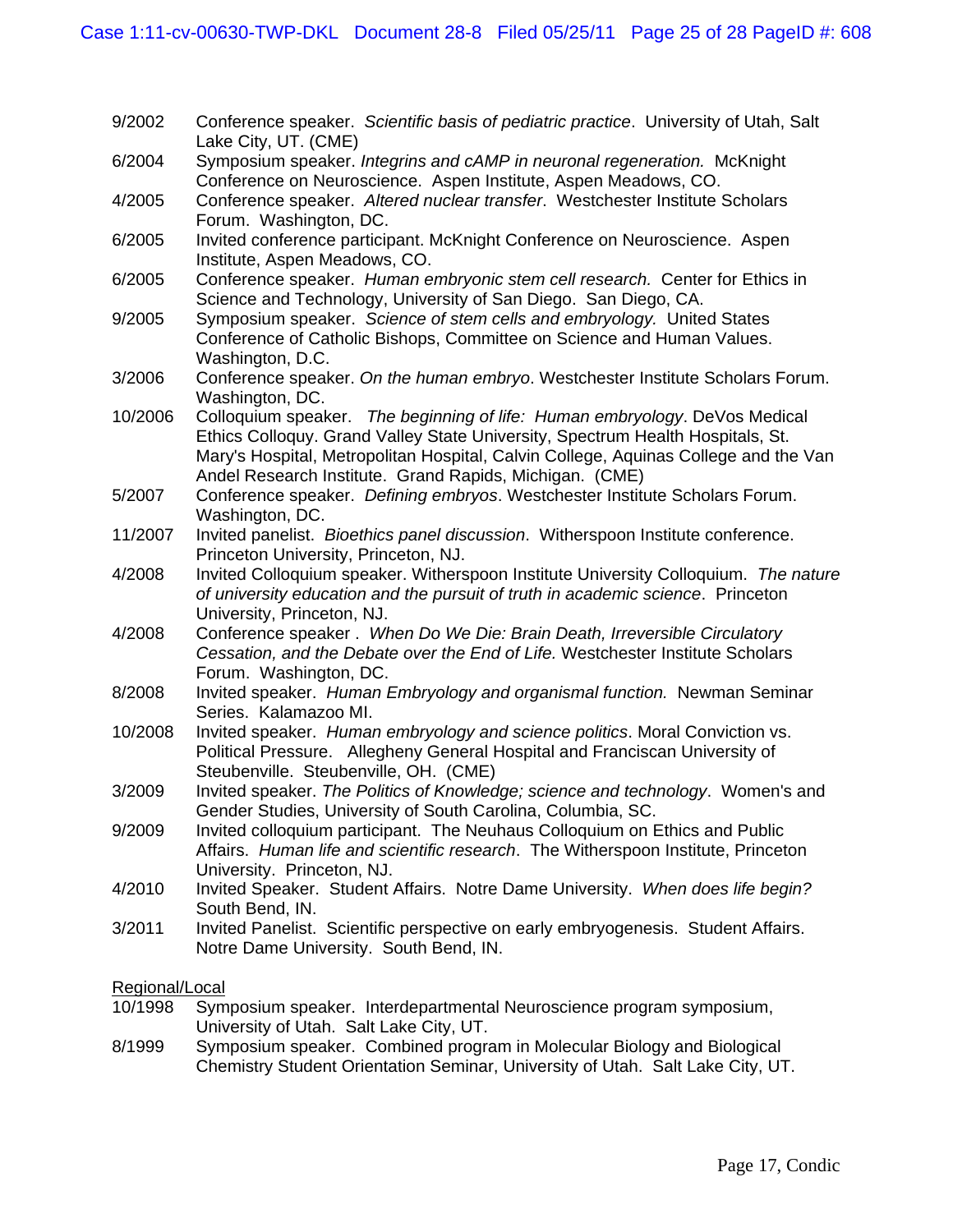9/2002 Conference speaker. *Scientific basis of pediatric practice*. University of Utah, Salt Lake City, UT. (CME)

6/2004 Symposium speaker. *Integrins and cAMP in neuronal regeneration.* McKnight Conference on Neuroscience. Aspen Institute, Aspen Meadows, CO.

4/2005 Conference speaker. *Altered nuclear transfer*. Westchester Institute Scholars Forum. Washington, DC.

6/2005 Invited conference participant. McKnight Conference on Neuroscience. Aspen Institute, Aspen Meadows, CO.

6/2005 Conference speaker. *Human embryonic stem cell research.* Center for Ethics in Science and Technology, University of San Diego. San Diego, CA.

9/2005 Symposium speaker. *Science of stem cells and embryology.* United States Conference of Catholic Bishops, Committee on Science and Human Values. Washington, D.C.

3/2006 Conference speaker. *On the human embryo*. Westchester Institute Scholars Forum. Washington, DC.

10/2006 Colloquium speaker. *The beginning of life: Human embryology*. DeVos Medical Ethics Colloquy. Grand Valley State University, Spectrum Health Hospitals, St. Mary's Hospital, Metropolitan Hospital, Calvin College, Aquinas College and the Van Andel Research Institute. Grand Rapids, Michigan. (CME)

5/2007 Conference speaker. *Defining embryos*. Westchester Institute Scholars Forum. Washington, DC.

11/2007 Invited panelist. *Bioethics panel discussion*. Witherspoon Institute conference. Princeton University, Princeton, NJ.

4/2008 Invited Colloquium speaker. Witherspoon Institute University Colloquium. *The nature of university education and the pursuit of truth in academic science*. Princeton University, Princeton, NJ.

4/2008 Conference speaker . *When Do We Die: Brain Death, Irreversible Circulatory Cessation, and the Debate over the End of Life.* Westchester Institute Scholars Forum. Washington, DC.

8/2008 Invited speaker. *Human Embryology and organismal function.* Newman Seminar Series. Kalamazoo MI.

10/2008 Invited speaker. *Human embryology and science politics*. Moral Conviction vs. Political Pressure. Allegheny General Hospital and Franciscan University of Steubenville. Steubenville, OH. (CME)

3/2009 Invited speaker. *The Politics of Knowledge; science and technology*. Women's and Gender Studies, University of South Carolina, Columbia, SC.

9/2009 Invited colloquium participant. The Neuhaus Colloquium on Ethics and Public Affairs. *Human life and scientific research*. The Witherspoon Institute, Princeton University. Princeton, NJ.

4/2010 Invited Speaker. Student Affairs. Notre Dame University. *When does life begin?* South Bend, IN.

3/2011 Invited Panelist. Scientific perspective on early embryogenesis. Student Affairs. Notre Dame University. South Bend, IN.

Regional/Local

10/1998 Symposium speaker. Interdepartmental Neuroscience program symposium, University of Utah. Salt Lake City, UT.

8/1999 Symposium speaker. Combined program in Molecular Biology and Biological Chemistry Student Orientation Seminar, University of Utah. Salt Lake City, UT.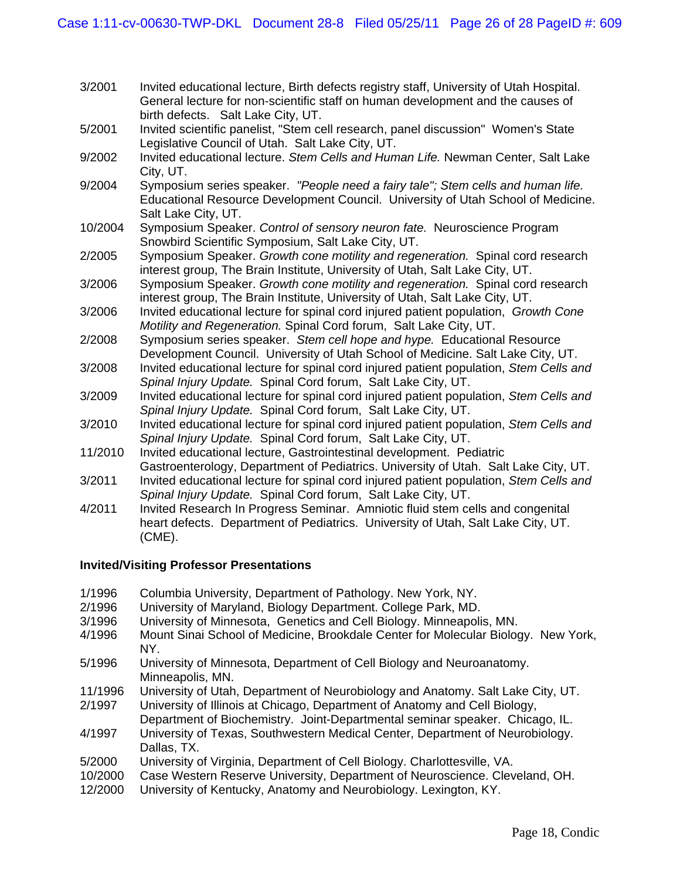3/2001 Invited educational lecture, Birth defects registry staff, University of Utah Hospital. General lecture for non-scientific staff on human development and the causes of birth defects. Salt Lake City, UT.

5/2001 Invited scientific panelist, "Stem cell research, panel discussion" Women's State Legislative Council of Utah. Salt Lake City, UT.

9/2002 Invited educational lecture. *Stem Cells and Human Life.* Newman Center, Salt Lake City, UT.

9/2004 Symposium series speaker. *"People need a fairy tale"; Stem cells and human life.* Educational Resource Development Council. University of Utah School of Medicine. Salt Lake City, UT.

10/2004 Symposium Speaker. *Control of sensory neuron fate.* Neuroscience Program Snowbird Scientific Symposium, Salt Lake City, UT.

2/2005 Symposium Speaker. *Growth cone motility and regeneration.* Spinal cord research interest group, The Brain Institute, University of Utah, Salt Lake City, UT.

3/2006 Symposium Speaker. *Growth cone motility and regeneration.* Spinal cord research interest group, The Brain Institute, University of Utah, Salt Lake City, UT.

3/2006 Invited educational lecture for spinal cord injured patient population, *Growth Cone Motility and Regeneration.* Spinal Cord forum, Salt Lake City, UT.

2/2008 Symposium series speaker. *Stem cell hope and hype.* Educational Resource Development Council. University of Utah School of Medicine. Salt Lake City, UT.

3/2008 Invited educational lecture for spinal cord injured patient population, *Stem Cells and Spinal Injury Update.* Spinal Cord forum, Salt Lake City, UT.

3/2009 Invited educational lecture for spinal cord injured patient population, *Stem Cells and Spinal Injury Update.* Spinal Cord forum, Salt Lake City, UT.

3/2010 Invited educational lecture for spinal cord injured patient population, *Stem Cells and Spinal Injury Update.* Spinal Cord forum, Salt Lake City, UT.

11/2010 Invited educational lecture, Gastrointestinal development. Pediatric Gastroenterology, Department of Pediatrics. University of Utah. Salt Lake City, UT.

3/2011 Invited educational lecture for spinal cord injured patient population, *Stem Cells and Spinal Injury Update.* Spinal Cord forum, Salt Lake City, UT.

4/2011 Invited Research In Progress Seminar. Amniotic fluid stem cells and congenital heart defects. Department of Pediatrics. University of Utah, Salt Lake City, UT. (CME).

**Invited/Visiting Professor Presentations**

1/1996 Columbia University, Department of Pathology. New York, NY.

2/1996 University of Maryland, Biology Department. College Park, MD.

3/1996 University of Minnesota, Genetics and Cell Biology. Minneapolis, MN.

4/1996 Mount Sinai School of Medicine, Brookdale Center for Molecular Biology. New York, NY.

5/1996 University of Minnesota, Department of Cell Biology and Neuroanatomy. Minneapolis, MN.

11/1996 University of Utah, Department of Neurobiology and Anatomy. Salt Lake City, UT.

2/1997 University of Illinois at Chicago, Department of Anatomy and Cell Biology, Department of Biochemistry. Joint-Departmental seminar speaker. Chicago, IL.

4/1997 University of Texas, Southwestern Medical Center, Department of Neurobiology. Dallas, TX.

5/2000 University of Virginia, Department of Cell Biology. Charlottesville, VA.

10/2000 Case Western Reserve University, Department of Neuroscience. Cleveland, OH.

12/2000 University of Kentucky, Anatomy and Neurobiology. Lexington, KY.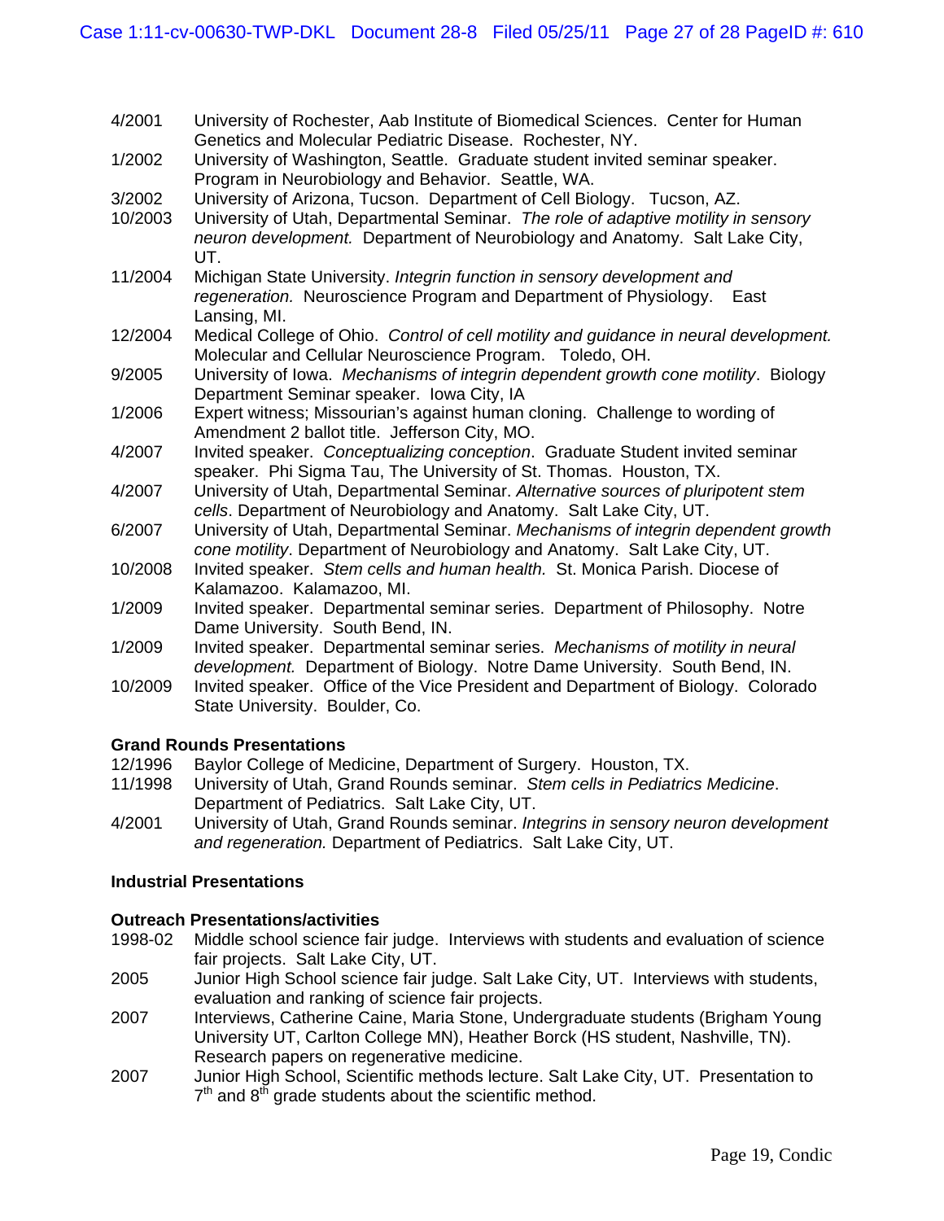4/2001 University of Rochester, Aab Institute of Biomedical Sciences. Center for Human Genetics and Molecular Pediatric Disease. Rochester, NY.

1/2002 University of Washington, Seattle. Graduate student invited seminar speaker. Program in Neurobiology and Behavior. Seattle, WA.

3/2002 University of Arizona, Tucson. Department of Cell Biology. Tucson, AZ.

10/2003 University of Utah, Departmental Seminar. *The role of adaptive motility in sensory neuron development.* Department of Neurobiology and Anatomy. Salt Lake City, UT.

11/2004 Michigan State University. *Integrin function in sensory development and regeneration.* Neuroscience Program and Department of Physiology. East Lansing, MI.

12/2004 Medical College of Ohio. *Control of cell motility and guidance in neural development.* Molecular and Cellular Neuroscience Program. Toledo, OH.

9/2005 University of Iowa. *Mechanisms of integrin dependent growth cone motility*. Biology Department Seminar speaker. Iowa City, IA

1/2006 Expert witness; Missourian's against human cloning. Challenge to wording of Amendment 2 ballot title. Jefferson City, MO.

4/2007 Invited speaker. *Conceptualizing conception*. Graduate Student invited seminar speaker. Phi Sigma Tau, The University of St. Thomas. Houston, TX.

4/2007 University of Utah, Departmental Seminar. *Alternative sources of pluripotent stem cells*. Department of Neurobiology and Anatomy. Salt Lake City, UT.

6/2007 University of Utah, Departmental Seminar. *Mechanisms of integrin dependent growth cone motility*. Department of Neurobiology and Anatomy. Salt Lake City, UT.

10/2008 Invited speaker. *Stem cells and human health.* St. Monica Parish. Diocese of Kalamazoo. Kalamazoo, MI.

1/2009 Invited speaker. Departmental seminar series. Department of Philosophy. Notre Dame University. South Bend, IN.

1/2009 Invited speaker. Departmental seminar series. *Mechanisms of motility in neural development.* Department of Biology. Notre Dame University. South Bend, IN.

10/2009 Invited speaker. Office of the Vice President and Department of Biology. Colorado State University. Boulder, Co.

**Grand Rounds Presentations**

12/1996 Baylor College of Medicine, Department of Surgery. Houston, TX.

11/1998 University of Utah, Grand Rounds seminar. *Stem cells in Pediatrics Medicine*. Department of Pediatrics. Salt Lake City, UT.

4/2001 University of Utah, Grand Rounds seminar. *Integrins in sensory neuron development and regeneration.* Department of Pediatrics. Salt Lake City, UT.

**Industrial Presentations**

**Outreach Presentations/activities**

1998-02 Middle school science fair judge. Interviews with students and evaluation of science fair projects. Salt Lake City, UT.

2005 Junior High School science fair judge. Salt Lake City, UT. Interviews with students, evaluation and ranking of science fair projects.

2007 Interviews, Catherine Caine, Maria Stone, Undergraduate students (Brigham Young University UT, Carlton College MN), Heather Borck (HS student, Nashville, TN). Research papers on regenerative medicine.

2007 Junior High School, Scientific methods lecture. Salt Lake City, UT. Presentation to 7th and 8th grade students about the scientific method.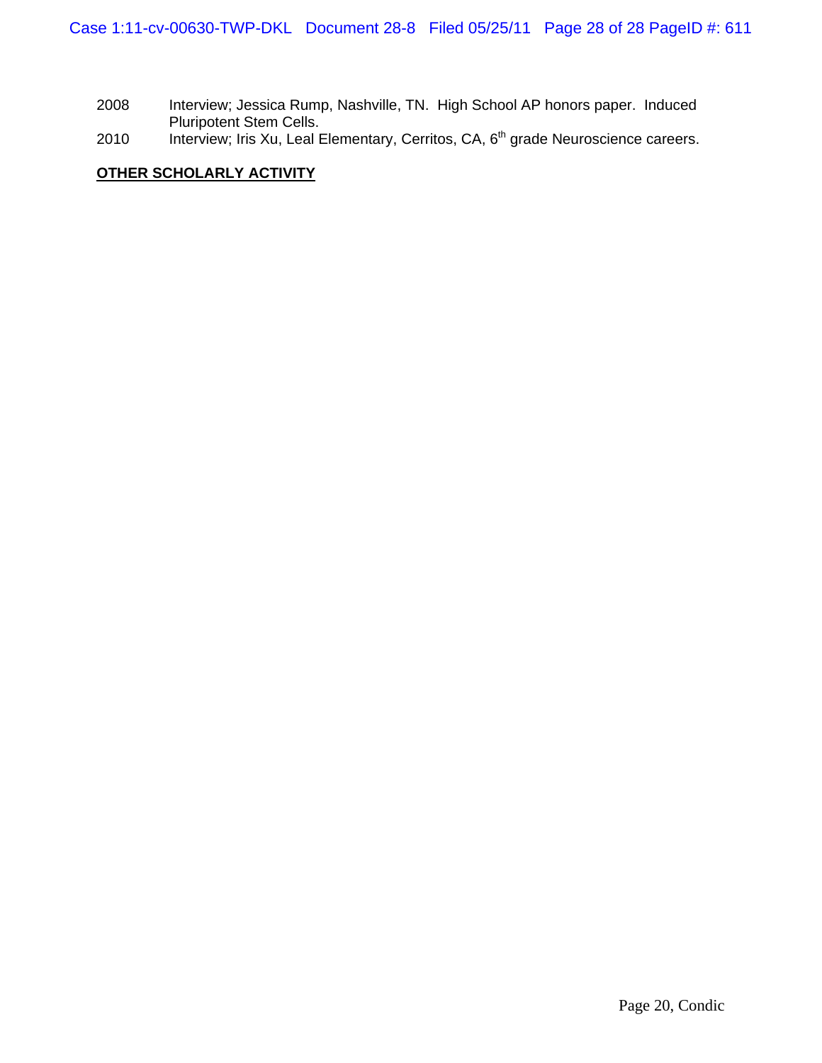2008 Interview; Jessica Rump, Nashville, TN. High School AP honors paper. Induced Pluripotent Stem Cells.

2010 Interview; Iris Xu, Leal Elementary, Cerritos, CA, 6th grade Neuroscience careers.

**OTHER SCHOLARLY ACTIVITY**